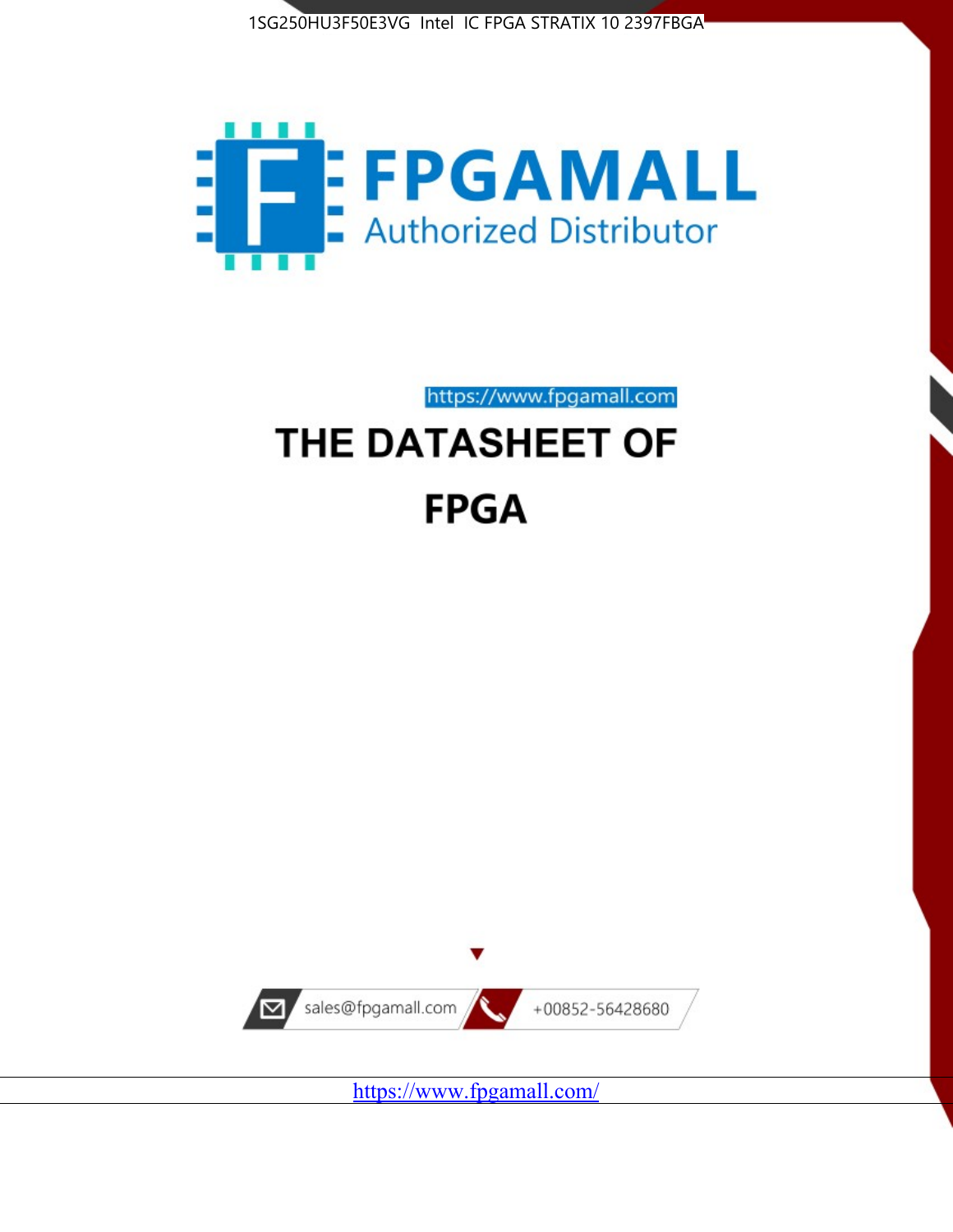1SG250HU3F50E3VG Intel IC FPGA STRATIX 10 2397FBGA

FPGAMALL

Authorized Distributor

https://www.fpgamall.com

# THE DATASHEET OF

# FPGA

sales@fpgamall.com

+00852-56428680

https://www.fpgamall.com/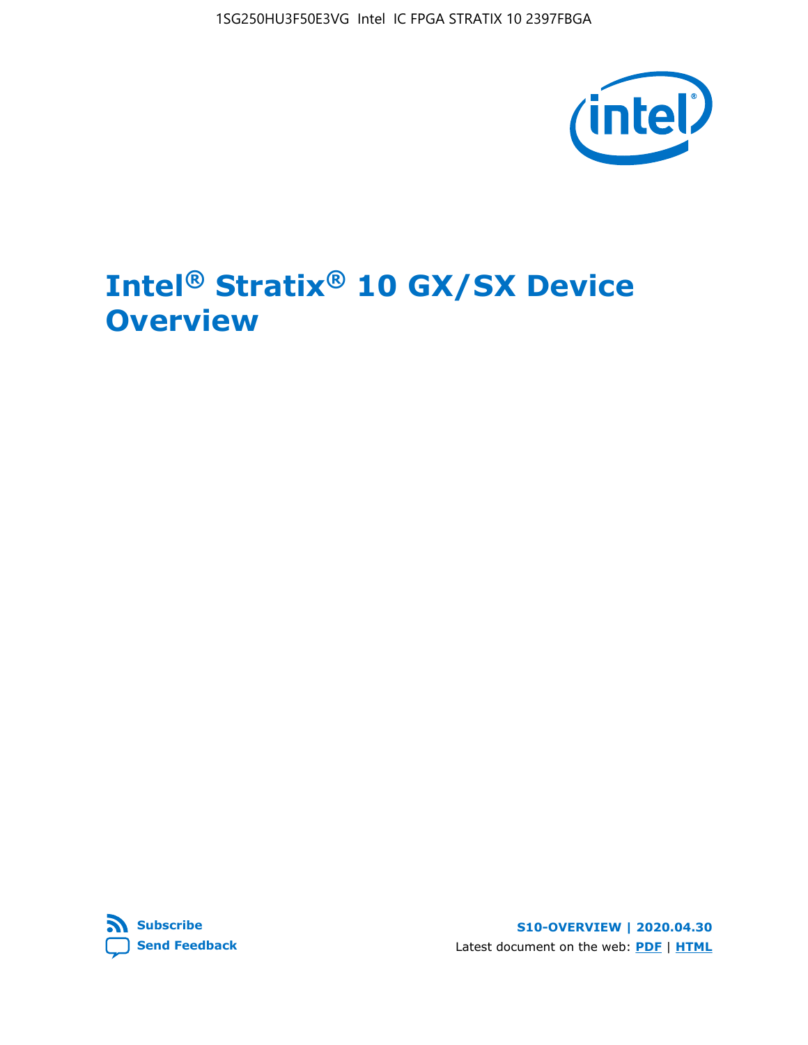# Intel® Stratix® 10 GX/SX Device Overview

**S10-OVERVIEW | 2020.04.30**

Subscribe

Send Feedback

Latest document on the web: PDF | HTML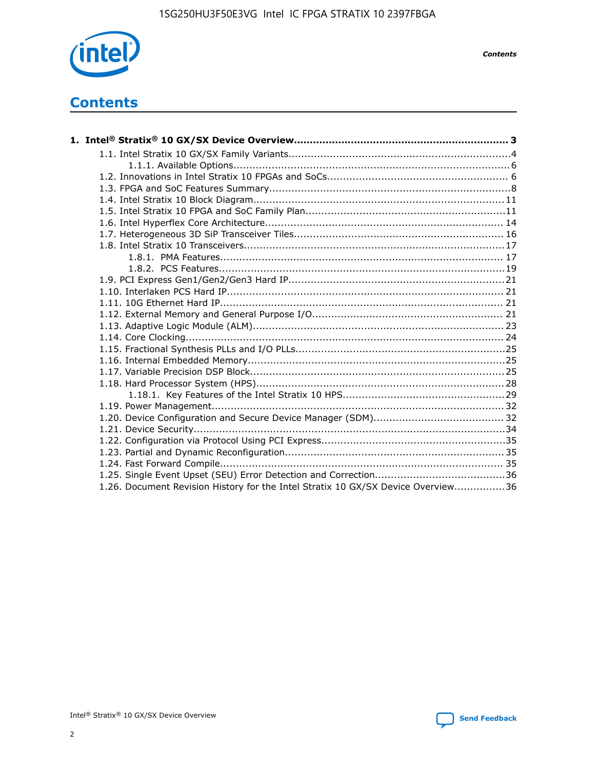# Contents

**1. Intel® Stratix® 10 GX/SX Device Overview.................................................................. 3**

- 1.1. Intel Stratix 10 GX/SX Family Variants....................................................................4
  - 1.1.1. Available Options...................................................................................... 6
- 1.2. Innovations in Intel Stratix 10 FPGAs and SoCs........................................................ 6
- 1.3. FPGA and SoC Features Summary...........................................................................8
- 1.4. Intel Stratix 10 Block Diagram.............................................................................. 11
- 1.5. Intel Stratix 10 FPGA and SoC Family Plan..............................................................11
- 1.6. Intel Hyperflex Core Architecture.......................................................................... 14
- 1.7. Heterogeneous 3D SiP Transceiver Tiles................................................................. 16
- 1.8. Intel Stratix 10 Transceivers................................................................................ 17
  - 1.8.1. PMA Features........................................................................................ 17
  - 1.8.2. PCS Features......................................................................................... 19
- 1.9. PCI Express Gen1/Gen2/Gen3 Hard IP.................................................................. 21
- 1.10. Interlaken PCS Hard IP...................................................................................... 21
- 1.11. 10G Ethernet Hard IP........................................................................................ 21
- 1.12. External Memory and General Purpose I/O........................................................... 21
- 1.13. Adaptive Logic Module (ALM).............................................................................. 23
- 1.14. Core Clocking................................................................................................... 24
- 1.15. Fractional Synthesis PLLs and I/O PLLs................................................................ 25
- 1.16. Internal Embedded Memory................................................................................ 25
- 1.17. Variable Precision DSP Block............................................................................... 25
- 1.18. Hard Processor System (HPS)............................................................................. 28
  - 1.18.1. Key Features of the Intel Stratix 10 HPS.................................................. 29
- 1.19. Power Management........................................................................................... 32
- 1.20. Device Configuration and Secure Device Manager (SDM)........................................ 32
- 1.21. Device Security................................................................................................. 34
- 1.22. Configuration via Protocol Using PCI Express......................................................... 35
- 1.23. Partial and Dynamic Reconfiguration.................................................................... 35
- 1.24. Fast Forward Compile........................................................................................ 35
- 1.25. Single Event Upset (SEU) Error Detection and Correction........................................ 36
- 1.26. Document Revision History for the Intel Stratix 10 GX/SX Device Overview................ 36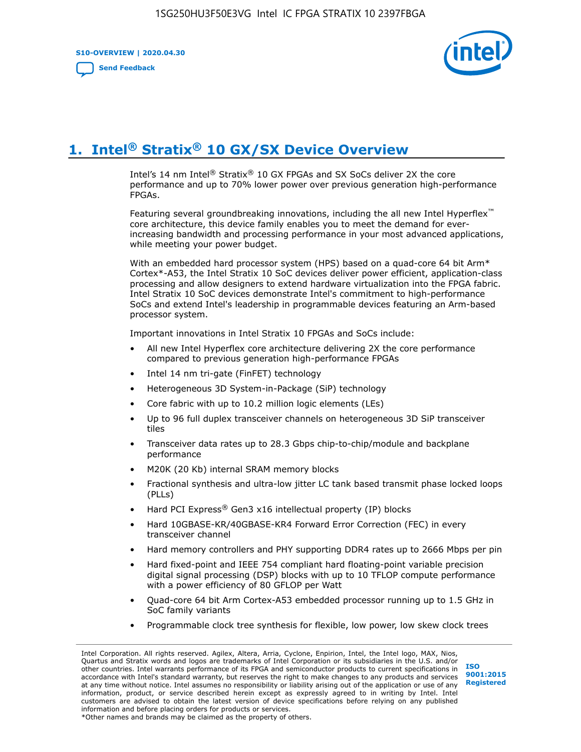# 1. Intel® Stratix® 10 GX/SX Device Overview

Intel's 14 nm Intel® Stratix® 10 GX FPGAs and SX SoCs deliver 2X the core performance and up to 70% lower power over previous generation high-performance FPGAs.

Featuring several groundbreaking innovations, including the all new Intel Hyperflex™ core architecture, this device family enables you to meet the demand for ever-increasing bandwidth and processing performance in your most advanced applications, while meeting your power budget.

With an embedded hard processor system (HPS) based on a quad-core 64 bit Arm* Cortex*-A53, the Intel Stratix 10 SoC devices deliver power efficient, application-class processing and allow designers to extend hardware virtualization into the FPGA fabric. Intel Stratix 10 SoC devices demonstrate Intel's commitment to high-performance SoCs and extend Intel's leadership in programmable devices featuring an Arm-based processor system.

Important innovations in Intel Stratix 10 FPGAs and SoCs include:

- All new Intel Hyperflex core architecture delivering 2X the core performance compared to previous generation high-performance FPGAs
- Intel 14 nm tri-gate (FinFET) technology
- Heterogeneous 3D System-in-Package (SiP) technology
- Core fabric with up to 10.2 million logic elements (LEs)
- Up to 96 full duplex transceiver channels on heterogeneous 3D SiP transceiver tiles
- Transceiver data rates up to 28.3 Gbps chip-to-chip/module and backplane performance
- M20K (20 Kb) internal SRAM memory blocks
- Fractional synthesis and ultra-low jitter LC tank based transmit phase locked loops (PLLs)
- Hard PCI Express® Gen3 x16 intellectual property (IP) blocks
- Hard 10GBASE-KR/40GBASE-KR4 Forward Error Correction (FEC) in every transceiver channel
- Hard memory controllers and PHY supporting DDR4 rates up to 2666 Mbps per pin
- Hard fixed-point and IEEE 754 compliant hard floating-point variable precision digital signal processing (DSP) blocks with up to 10 TFLOP compute performance with a power efficiency of 80 GFLOP per Watt
- Quad-core 64 bit Arm Cortex-A53 embedded processor running up to 1.5 GHz in SoC family variants
- Programmable clock tree synthesis for flexible, low power, low skew clock trees

Intel Corporation. All rights reserved. Agilex, Altera, Arria, Cyclone, Enpirion, Intel, the Intel logo, MAX, Nios, Quartus and Stratix words and logos are trademarks of Intel Corporation or its subsidiaries in the U.S. and/or other countries. Intel warrants performance of its FPGA and semiconductor products to current specifications in accordance with Intel's standard warranty, but reserves the right to make changes to any products and services at any time without notice. Intel assumes no responsibility or liability arising out of the application or use of any information, product, or service described herein except as expressly agreed to in writing by Intel. Intel customers are advised to obtain the latest version of device specifications before relying on any published information and before placing orders for products or services.
*Other names and brands may be claimed as the property of others.

ISO 9001:2015 Registered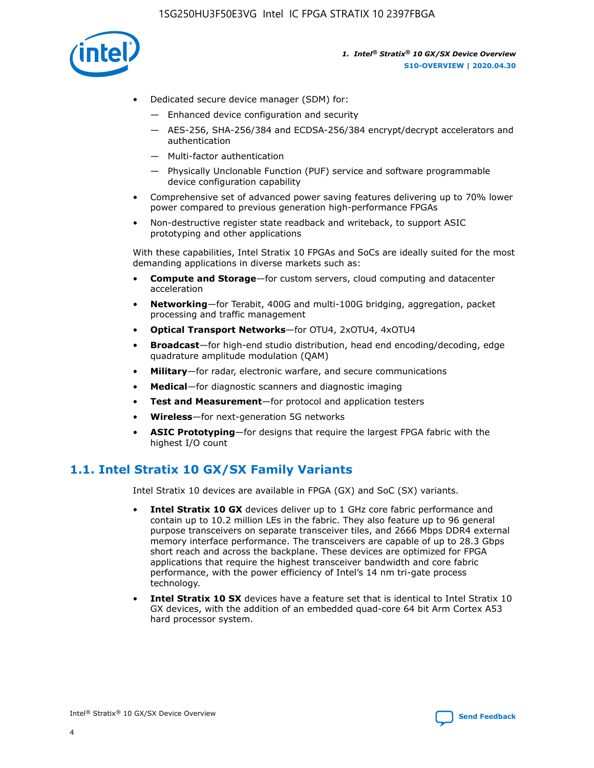- Dedicated secure device manager (SDM) for:
  - Enhanced device configuration and security
  - AES-256, SHA-256/384 and ECDSA-256/384 encrypt/decrypt accelerators and authentication
  - Multi-factor authentication
  - Physically Unclonable Function (PUF) service and software programmable device configuration capability
- Comprehensive set of advanced power saving features delivering up to 70% lower power compared to previous generation high-performance FPGAs
- Non-destructive register state readback and writeback, to support ASIC prototyping and other applications

With these capabilities, Intel Stratix 10 FPGAs and SoCs are ideally suited for the most demanding applications in diverse markets such as:

- **Compute and Storage**—for custom servers, cloud computing and datacenter acceleration
- **Networking**—for Terabit, 400G and multi-100G bridging, aggregation, packet processing and traffic management
- **Optical Transport Networks**—for OTU4, 2xOTU4, 4xOTU4
- **Broadcast**—for high-end studio distribution, head end encoding/decoding, edge quadrature amplitude modulation (QAM)
- **Military**—for radar, electronic warfare, and secure communications
- **Medical**—for diagnostic scanners and diagnostic imaging
- **Test and Measurement**—for protocol and application testers
- **Wireless**—for next-generation 5G networks
- **ASIC Prototyping**—for designs that require the largest FPGA fabric with the highest I/O count

## 1.1. Intel Stratix 10 GX/SX Family Variants

Intel Stratix 10 devices are available in FPGA (GX) and SoC (SX) variants.

- **Intel Stratix 10 GX** devices deliver up to 1 GHz core fabric performance and contain up to 10.2 million LEs in the fabric. They also feature up to 96 general purpose transceivers on separate transceiver tiles, and 2666 Mbps DDR4 external memory interface performance. The transceivers are capable of up to 28.3 Gbps short reach and across the backplane. These devices are optimized for FPGA applications that require the highest transceiver bandwidth and core fabric performance, with the power efficiency of Intel's 14 nm tri-gate process technology.
- **Intel Stratix 10 SX** devices have a feature set that is identical to Intel Stratix 10 GX devices, with the addition of an embedded quad-core 64 bit Arm Cortex A53 hard processor system.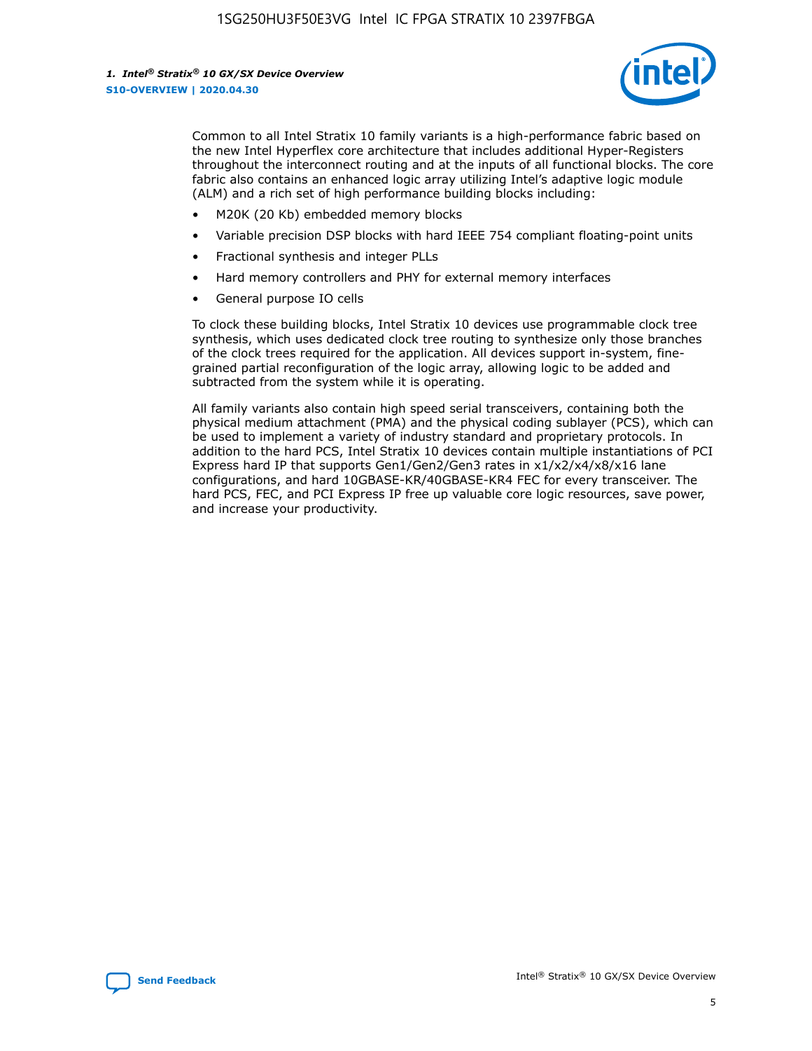Common to all Intel Stratix 10 family variants is a high-performance fabric based on the new Intel Hyperflex core architecture that includes additional Hyper-Registers throughout the interconnect routing and at the inputs of all functional blocks. The core fabric also contains an enhanced logic array utilizing Intel's adaptive logic module (ALM) and a rich set of high performance building blocks including:

- M20K (20 Kb) embedded memory blocks
- Variable precision DSP blocks with hard IEEE 754 compliant floating-point units
- Fractional synthesis and integer PLLs
- Hard memory controllers and PHY for external memory interfaces
- General purpose IO cells

To clock these building blocks, Intel Stratix 10 devices use programmable clock tree synthesis, which uses dedicated clock tree routing to synthesize only those branches of the clock trees required for the application. All devices support in-system, fine-grained partial reconfiguration of the logic array, allowing logic to be added and subtracted from the system while it is operating.

All family variants also contain high speed serial transceivers, containing both the physical medium attachment (PMA) and the physical coding sublayer (PCS), which can be used to implement a variety of industry standard and proprietary protocols. In addition to the hard PCS, Intel Stratix 10 devices contain multiple instantiations of PCI Express hard IP that supports Gen1/Gen2/Gen3 rates in x1/x2/x4/x8/x16 lane configurations, and hard 10GBASE-KR/40GBASE-KR4 FEC for every transceiver. The hard PCS, FEC, and PCI Express IP free up valuable core logic resources, save power, and increase your productivity.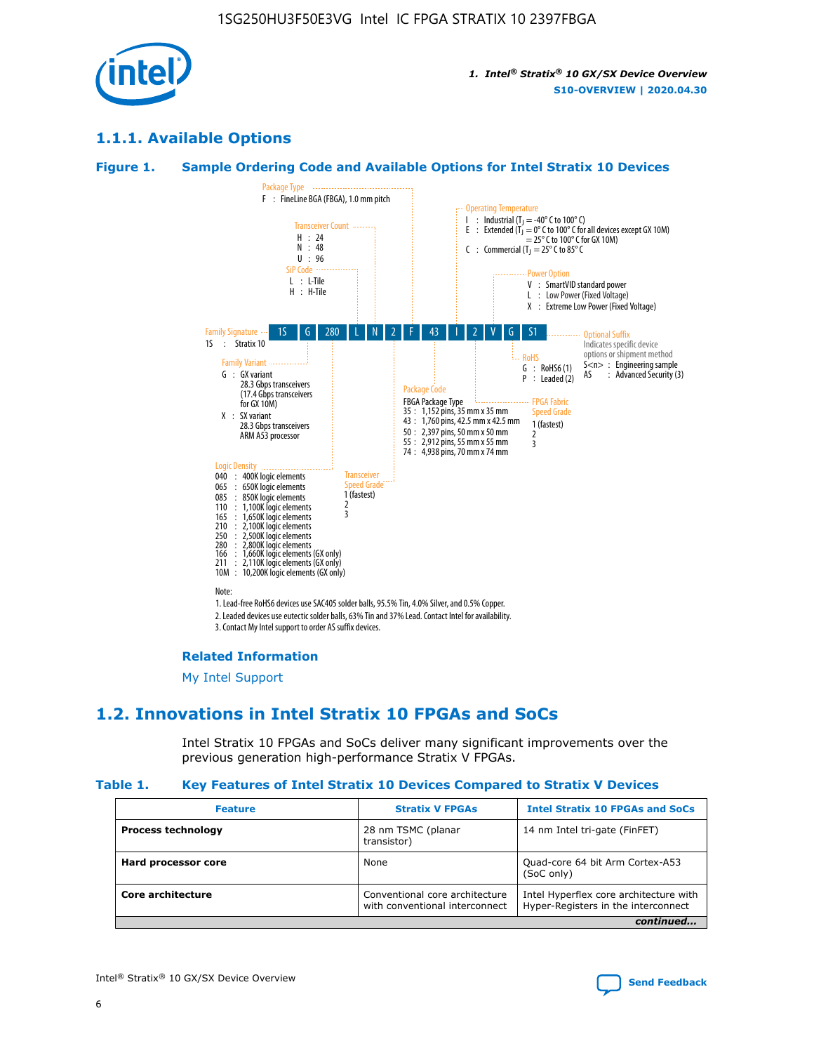## 1.1.1. Available Options

### Figure 1. Sample Ordering Code and Available Options for Intel Stratix 10 Devices

| 1S | G | 280 | L | N | 2 | F | 43 | I | 2 | V | G | S1 |
|---|---|---|---|---|---|---|---|---|---|---|---|---|

**Family Signature**
1S : Stratix 10

**Family Variant**
G : GX variant
28.3 Gbps transceivers
(17.4 Gbps transceivers for GX 10M)
X : SX variant
28.3 Gbps transceivers
ARM A53 processor

**Logic Density**
040 : 400K logic elements
065 : 650K logic elements
085 : 850K logic elements
110 : 1,100K logic elements
165 : 1,650K logic elements
210 : 2,100K logic elements
250 : 2,500K logic elements
280 : 2,800K logic elements
166 : 1,660K logic elements (GX only)
211 : 2,110K logic elements (GX only)
10M : 10,200K logic elements (GX only)

**SiP Code**
L : L-Tile
H : H-Tile

**Transceiver Count**
H : 24
N : 48
U : 96

**Transceiver Speed Grade**
1 (fastest)
2
3

**Package Type**
F : FineLine BGA (FBGA), 1.0 mm pitch

**Package Code**
FBGA Package Type
35 : 1,152 pins, 35 mm x 35 mm
43 : 1,760 pins, 42.5 mm x 42.5 mm
50 : 2,397 pins, 50 mm x 50 mm
55 : 2,912 pins, 55 mm x 55 mm
74 : 4,938 pins, 70 mm x 74 mm

**Operating Temperature**
I : Industrial ($T_J$ = -40° C to 100° C)
E : Extended ($T_J$ = 0° C to 100° C for all devices except GX 10M)
= 25° C to 100° C for GX 10M)
C : Commercial ($T_J$ = 25° C to 85° C

**FPGA Fabric Speed Grade**
1 (fastest)
2
3

**Power Option**
V : SmartVID standard power
L : Low Power (Fixed Voltage)
X : Extreme Low Power (Fixed Voltage)

**RoHS**
G : RoHS6 (1)
P : Leaded (2)

**Optional Suffix**
Indicates specific device options or shipment method
S<n> : Engineering sample
AS : Advanced Security (3)

Note:
1. Lead-free RoHS6 devices use SAC405 solder balls, 95.5% Tin, 4.0% Silver, and 0.5% Copper.
2. Leaded devices use eutectic solder balls, 63% Tin and 37% Lead. Contact Intel for availability.
3. Contact My Intel support to order AS suffix devices.

### Related Information

My Intel Support

## 1.2. Innovations in Intel Stratix 10 FPGAs and SoCs

Intel Stratix 10 FPGAs and SoCs deliver many significant improvements over the previous generation high-performance Stratix V FPGAs.

### Table 1. Key Features of Intel Stratix 10 Devices Compared to Stratix V Devices

| Feature | Stratix V FPGAs | Intel Stratix 10 FPGAs and SoCs |
|---|---|---|
| **Process technology** | 28 nm TSMC (planar transistor) | 14 nm Intel tri-gate (FinFET) |
| **Hard processor core** | None | Quad-core 64 bit Arm Cortex-A53 (SoC only) |
| **Core architecture** | Conventional core architecture with conventional interconnect | Intel Hyperflex core architecture with Hyper-Registers in the interconnect |

*continued...*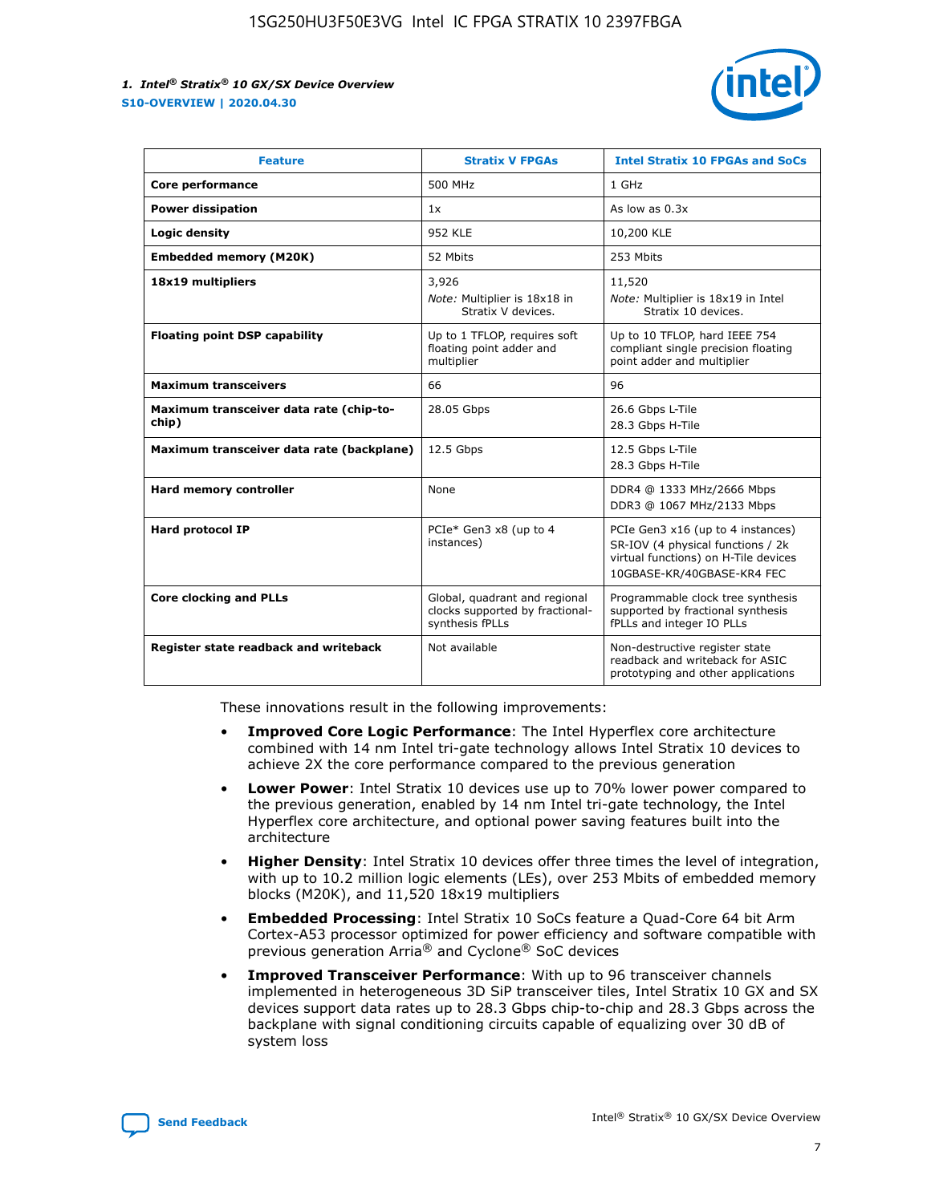| Feature | Stratix V FPGAs | Intel Stratix 10 FPGAs and SoCs |
| --- | --- | --- |
| **Core performance** | 500 MHz | 1 GHz |
| **Power dissipation** | 1x | As low as 0.3x |
| **Logic density** | 952 KLE | 10,200 KLE |
| **Embedded memory (M20K)** | 52 Mbits | 253 Mbits |
| **18x19 multipliers** | 3,926<br>*Note:* Multiplier is 18x18 in Stratix V devices. | 11,520<br>*Note:* Multiplier is 18x19 in Intel Stratix 10 devices. |
| **Floating point DSP capability** | Up to 1 TFLOP, requires soft floating point adder and multiplier | Up to 10 TFLOP, hard IEEE 754 compliant single precision floating point adder and multiplier |
| **Maximum transceivers** | 66 | 96 |
| **Maximum transceiver data rate (chip-to-chip)** | 28.05 Gbps | 26.6 Gbps L-Tile<br>28.3 Gbps H-Tile |
| **Maximum transceiver data rate (backplane)** | 12.5 Gbps | 12.5 Gbps L-Tile<br>28.3 Gbps H-Tile |
| **Hard memory controller** | None | DDR4 @ 1333 MHz/2666 Mbps<br>DDR3 @ 1067 MHz/2133 Mbps |
| **Hard protocol IP** | PCIe* Gen3 x8 (up to 4 instances) | PCIe Gen3 x16 (up to 4 instances)<br>SR-IOV (4 physical functions / 2k virtual functions) on H-Tile devices<br>10GBASE-KR/40GBASE-KR4 FEC |
| **Core clocking and PLLs** | Global, quadrant and regional clocks supported by fractional-synthesis fPLLs | Programmable clock tree synthesis supported by fractional synthesis fPLLs and integer IO PLLs |
| **Register state readback and writeback** | Not available | Non-destructive register state readback and writeback for ASIC prototyping and other applications |

These innovations result in the following improvements:

- **Improved Core Logic Performance**: The Intel Hyperflex core architecture combined with 14 nm Intel tri-gate technology allows Intel Stratix 10 devices to achieve 2X the core performance compared to the previous generation
- **Lower Power**: Intel Stratix 10 devices use up to 70% lower power compared to the previous generation, enabled by 14 nm Intel tri-gate technology, the Intel Hyperflex core architecture, and optional power saving features built into the architecture
- **Higher Density**: Intel Stratix 10 devices offer three times the level of integration, with up to 10.2 million logic elements (LEs), over 253 Mbits of embedded memory blocks (M20K), and 11,520 18x19 multipliers
- **Embedded Processing**: Intel Stratix 10 SoCs feature a Quad-Core 64 bit Arm Cortex-A53 processor optimized for power efficiency and software compatible with previous generation Arria® and Cyclone® SoC devices
- **Improved Transceiver Performance**: With up to 96 transceiver channels implemented in heterogeneous 3D SiP transceiver tiles, Intel Stratix 10 GX and SX devices support data rates up to 28.3 Gbps chip-to-chip and 28.3 Gbps across the backplane with signal conditioning circuits capable of equalizing over 30 dB of system loss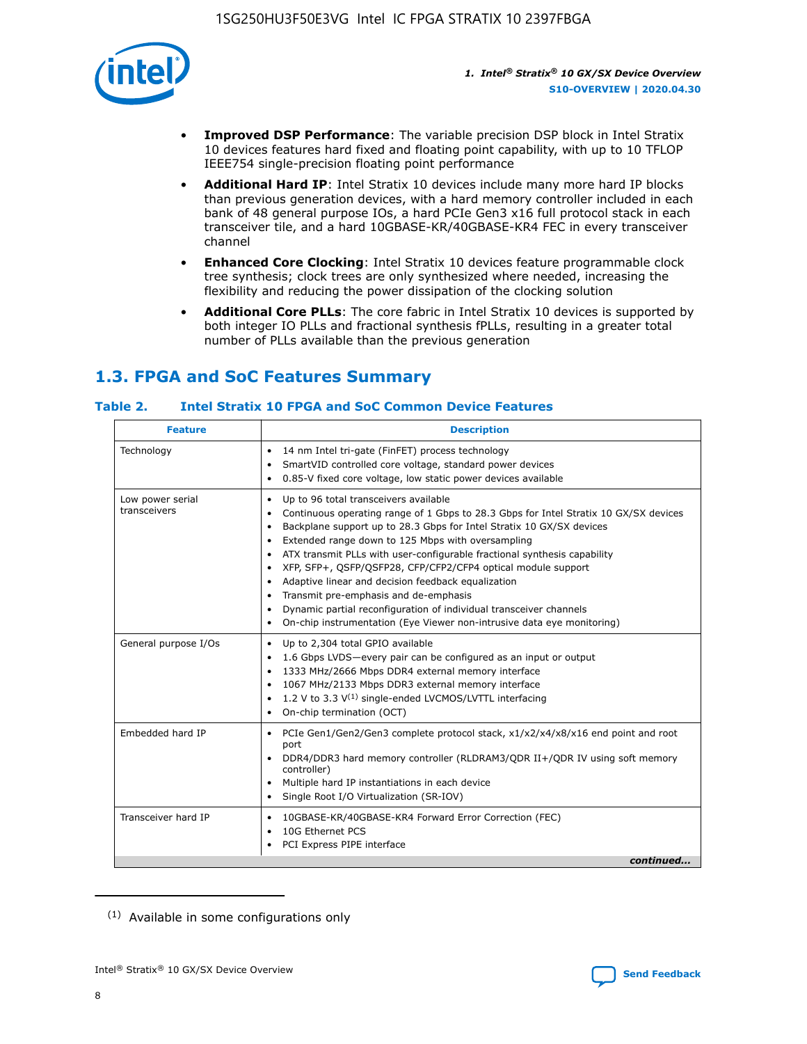- **Improved DSP Performance**: The variable precision DSP block in Intel Stratix 10 devices features hard fixed and floating point capability, with up to 10 TFLOP IEEE754 single-precision floating point performance
- **Additional Hard IP**: Intel Stratix 10 devices include many more hard IP blocks than previous generation devices, with a hard memory controller included in each bank of 48 general purpose IOs, a hard PCIe Gen3 x16 full protocol stack in each transceiver tile, and a hard 10GBASE-KR/40GBASE-KR4 FEC in every transceiver channel
- **Enhanced Core Clocking**: Intel Stratix 10 devices feature programmable clock tree synthesis; clock trees are only synthesized where needed, increasing the flexibility and reducing the power dissipation of the clocking solution
- **Additional Core PLLs**: The core fabric in Intel Stratix 10 devices is supported by both integer IO PLLs and fractional synthesis fPLLs, resulting in a greater total number of PLLs available than the previous generation

## 1.3. FPGA and SoC Features Summary

### Table 2. Intel Stratix 10 FPGA and SoC Common Device Features

| Feature | Description |
| --- | --- |
| Technology | • 14 nm Intel tri-gate (FinFET) process technology<br>• SmartVID controlled core voltage, standard power devices<br>• 0.85-V fixed core voltage, low static power devices available |
| Low power serial transceivers | • Up to 96 total transceivers available<br>• Continuous operating range of 1 Gbps to 28.3 Gbps for Intel Stratix 10 GX/SX devices<br>• Backplane support up to 28.3 Gbps for Intel Stratix 10 GX/SX devices<br>• Extended range down to 125 Mbps with oversampling<br>• ATX transmit PLLs with user-configurable fractional synthesis capability<br>• XFP, SFP+, QSFP/QSFP28, CFP/CFP2/CFP4 optical module support<br>• Adaptive linear and decision feedback equalization<br>• Transmit pre-emphasis and de-emphasis<br>• Dynamic partial reconfiguration of individual transceiver channels<br>• On-chip instrumentation (Eye Viewer non-intrusive data eye monitoring) |
| General purpose I/Os | • Up to 2,304 total GPIO available<br>• 1.6 Gbps LVDS—every pair can be configured as an input or output<br>• 1333 MHz/2666 Mbps DDR4 external memory interface<br>• 1067 MHz/2133 Mbps DDR3 external memory interface<br>• 1.2 V to 3.3 V[(1)] single-ended LVCMOS/LVTTL interfacing<br>• On-chip termination (OCT) |
| Embedded hard IP | • PCIe Gen1/Gen2/Gen3 complete protocol stack, x1/x2/x4/x8/x16 end point and root port<br>• DDR4/DDR3 hard memory controller (RLDRAM3/QDR II+/QDR IV using soft memory controller)<br>• Multiple hard IP instantiations in each device<br>• Single Root I/O Virtualization (SR-IOV) |
| Transceiver hard IP | • 10GBASE-KR/40GBASE-KR4 Forward Error Correction (FEC)<br>• 10G Ethernet PCS<br>• PCI Express PIPE interface |

*continued...*

(1) Available in some configurations only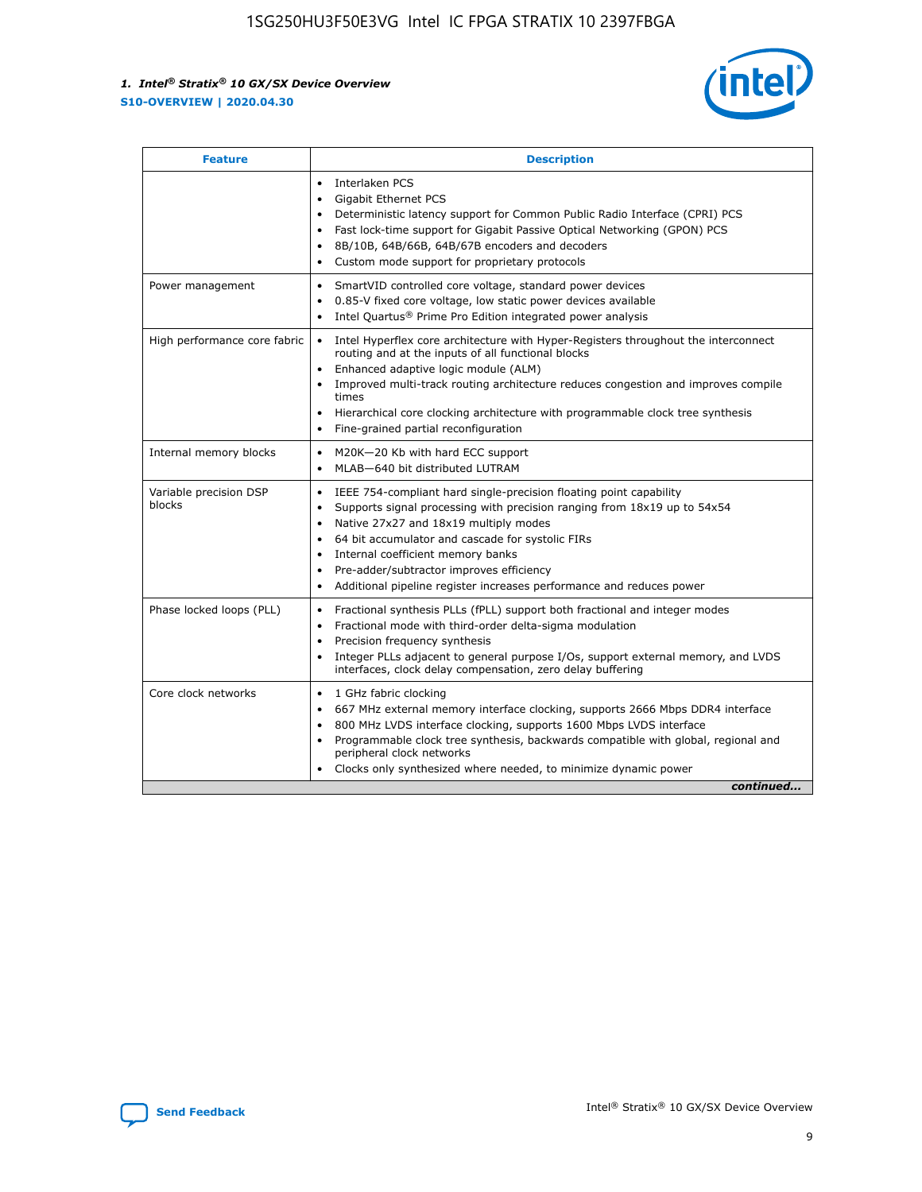| Feature | Description |
| --- | --- |
| | • Interlaken PCS<br>• Gigabit Ethernet PCS<br>• Deterministic latency support for Common Public Radio Interface (CPRI) PCS<br>• Fast lock-time support for Gigabit Passive Optical Networking (GPON) PCS<br>• 8B/10B, 64B/66B, 64B/67B encoders and decoders<br>• Custom mode support for proprietary protocols |
| Power management | • SmartVID controlled core voltage, standard power devices<br>• 0.85-V fixed core voltage, low static power devices available<br>• Intel Quartus® Prime Pro Edition integrated power analysis |
| High performance core fabric | • Intel Hyperflex core architecture with Hyper-Registers throughout the interconnect routing and at the inputs of all functional blocks<br>• Enhanced adaptive logic module (ALM)<br>• Improved multi-track routing architecture reduces congestion and improves compile times<br>• Hierarchical core clocking architecture with programmable clock tree synthesis<br>• Fine-grained partial reconfiguration |
| Internal memory blocks | • M20K—20 Kb with hard ECC support<br>• MLAB—640 bit distributed LUTRAM |
| Variable precision DSP blocks | • IEEE 754-compliant hard single-precision floating point capability<br>• Supports signal processing with precision ranging from 18x19 up to 54x54<br>• Native 27x27 and 18x19 multiply modes<br>• 64 bit accumulator and cascade for systolic FIRs<br>• Internal coefficient memory banks<br>• Pre-adder/subtractor improves efficiency<br>• Additional pipeline register increases performance and reduces power |
| Phase locked loops (PLL) | • Fractional synthesis PLLs (fPLL) support both fractional and integer modes<br>• Fractional mode with third-order delta-sigma modulation<br>• Precision frequency synthesis<br>• Integer PLLs adjacent to general purpose I/Os, support external memory, and LVDS interfaces, clock delay compensation, zero delay buffering |
| Core clock networks | • 1 GHz fabric clocking<br>• 667 MHz external memory interface clocking, supports 2666 Mbps DDR4 interface<br>• 800 MHz LVDS interface clocking, supports 1600 Mbps LVDS interface<br>• Programmable clock tree synthesis, backwards compatible with global, regional and peripheral clock networks<br>• Clocks only synthesized where needed, to minimize dynamic power |

*continued...*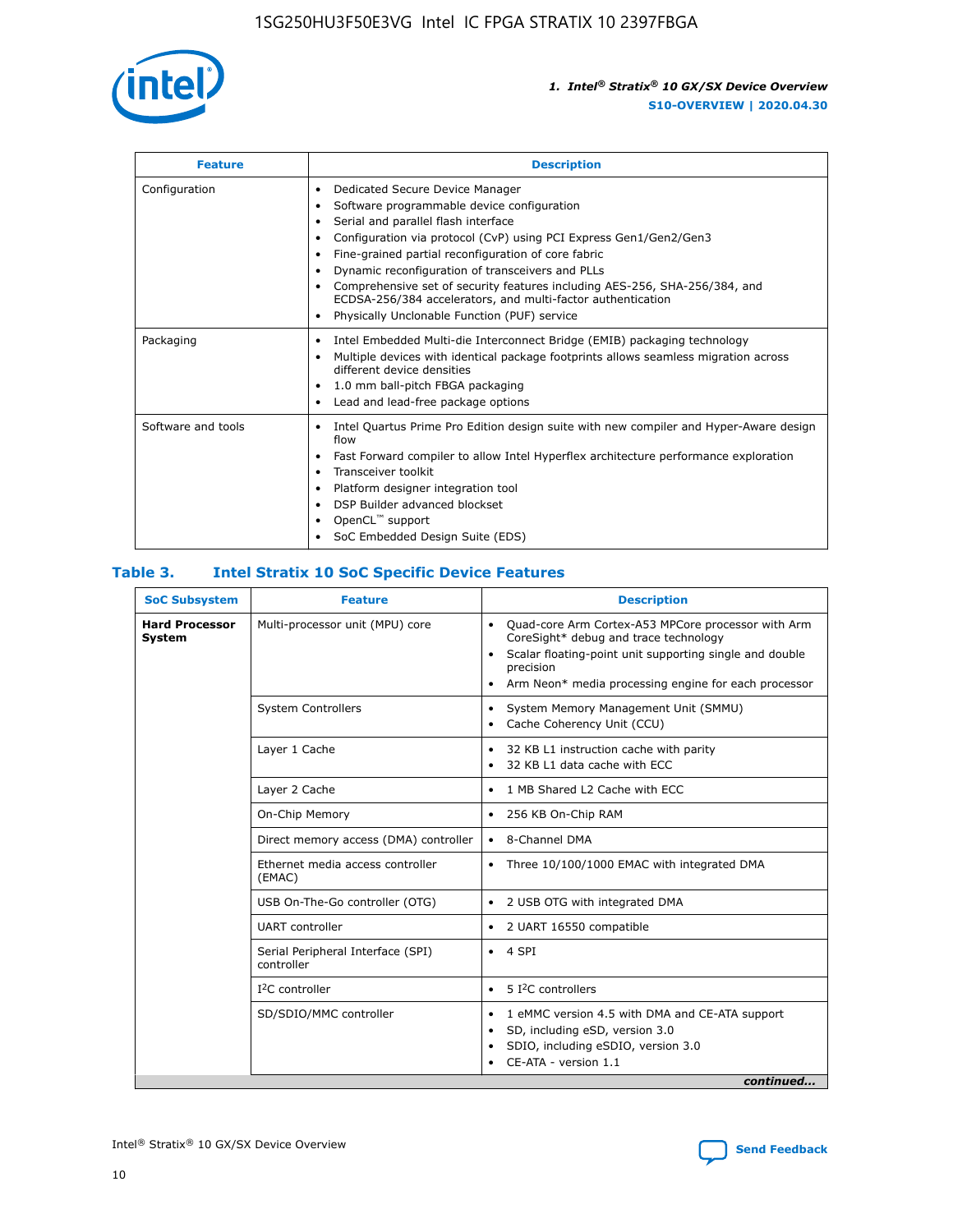| Feature | Description |
| --- | --- |
| Configuration | • Dedicated Secure Device Manager<br>• Software programmable device configuration<br>• Serial and parallel flash interface<br>• Configuration via protocol (CvP) using PCI Express Gen1/Gen2/Gen3<br>• Fine-grained partial reconfiguration of core fabric<br>• Dynamic reconfiguration of transceivers and PLLs<br>• Comprehensive set of security features including AES-256, SHA-256/384, and ECDSA-256/384 accelerators, and multi-factor authentication<br>• Physically Unclonable Function (PUF) service |
| Packaging | • Intel Embedded Multi-die Interconnect Bridge (EMIB) packaging technology<br>• Multiple devices with identical package footprints allows seamless migration across different device densities<br>• 1.0 mm ball-pitch FBGA packaging<br>• Lead and lead-free package options |
| Software and tools | • Intel Quartus Prime Pro Edition design suite with new compiler and Hyper-Aware design flow<br>• Fast Forward compiler to allow Intel Hyperflex architecture performance exploration<br>• Transceiver toolkit<br>• Platform designer integration tool<br>• DSP Builder advanced blockset<br>• OpenCL™ support<br>• SoC Embedded Design Suite (EDS) |

## Table 3. Intel Stratix 10 SoC Specific Device Features

| SoC Subsystem | Feature | Description |
| --- | --- | --- |
| **Hard Processor System** | Multi-processor unit (MPU) core | • Quad-core Arm Cortex-A53 MPCore processor with Arm CoreSight* debug and trace technology<br>• Scalar floating-point unit supporting single and double precision<br>• Arm Neon* media processing engine for each processor |
| | System Controllers | • System Memory Management Unit (SMMU)<br>• Cache Coherency Unit (CCU) |
| | Layer 1 Cache | • 32 KB L1 instruction cache with parity<br>• 32 KB L1 data cache with ECC |
| | Layer 2 Cache | • 1 MB Shared L2 Cache with ECC |
| | On-Chip Memory | • 256 KB On-Chip RAM |
| | Direct memory access (DMA) controller | • 8-Channel DMA |
| | Ethernet media access controller (EMAC) | • Three 10/100/1000 EMAC with integrated DMA |
| | USB On-The-Go controller (OTG) | • 2 USB OTG with integrated DMA |
| | UART controller | • 2 UART 16550 compatible |
| | Serial Peripheral Interface (SPI) controller | • 4 SPI |
| | I²C controller | • 5 I²C controllers |
| | SD/SDIO/MMC controller | • 1 eMMC version 4.5 with DMA and CE-ATA support<br>• SD, including eSD, version 3.0<br>• SDIO, including eSDIO, version 3.0<br>• CE-ATA - version 1.1 |

*continued...*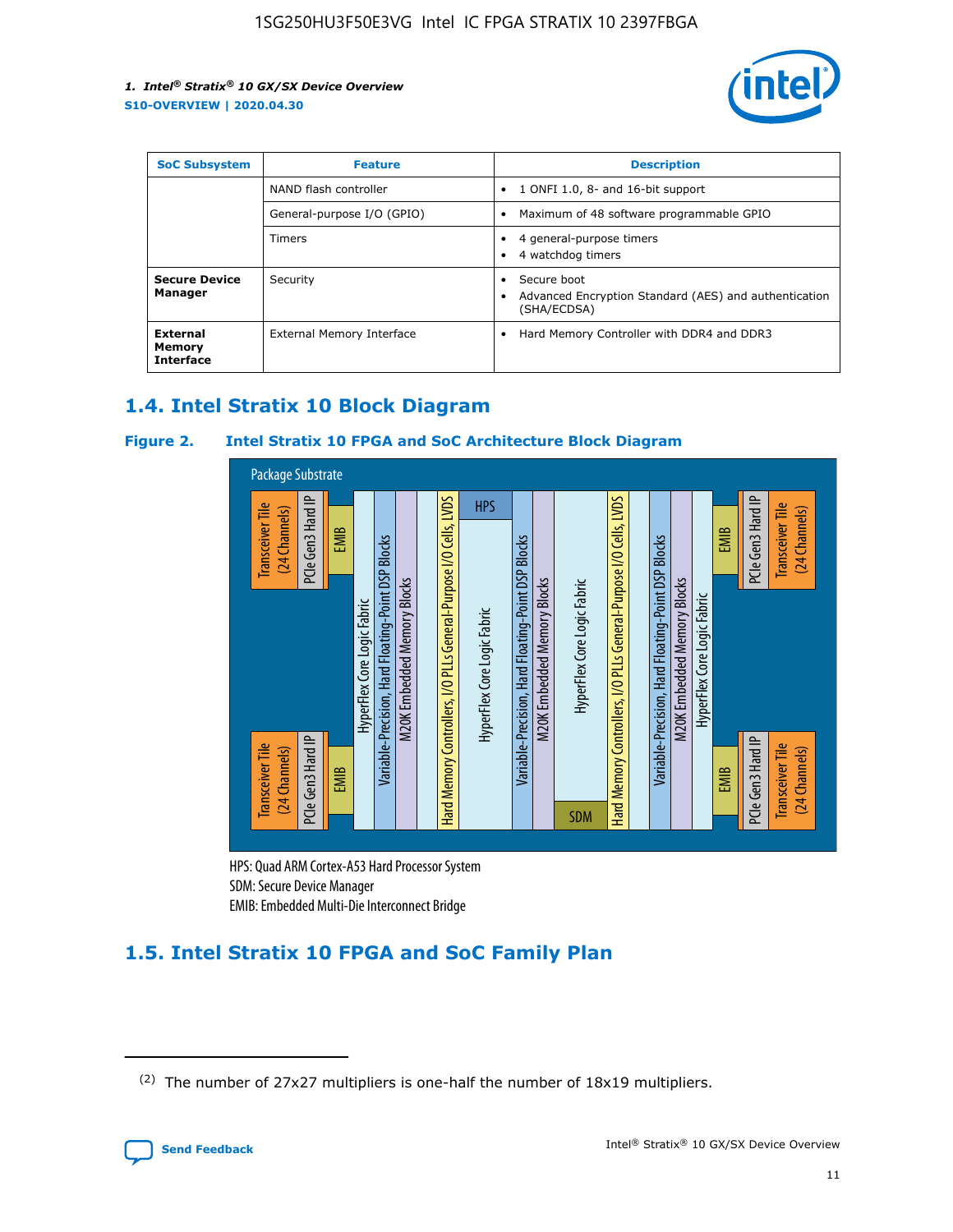| SoC Subsystem | Feature | Description |
| --- | --- | --- |
| | NAND flash controller | • 1 ONFI 1.0, 8- and 16-bit support |
| | General-purpose I/O (GPIO) | • Maximum of 48 software programmable GPIO |
| | Timers | • 4 general-purpose timers<br>• 4 watchdog timers |
| **Secure Device Manager** | Security | • Secure boot<br>• Advanced Encryption Standard (AES) and authentication (SHA/ECDSA) |
| **External Memory Interface** | External Memory Interface | • Hard Memory Controller with DDR4 and DDR3 |

## 1.4. Intel Stratix 10 Block Diagram

**Figure 2. Intel Stratix 10 FPGA and SoC Architecture Block Diagram**

Package Substrate

Transceiver Tile (24 Channels) | PCIe Gen3 Hard IP | EMIB | HyperFlex Core Logic Fabric | Variable-Precision, Hard Floating-Point DSP Blocks | M20K Embedded Memory Blocks | Hard Memory Controllers, I/O PLLs General-Purpose I/O Cells, LVDS | HPS | HyperFlex Core Logic Fabric | SDM

HPS: Quad ARM Cortex-A53 Hard Processor System
SDM: Secure Device Manager
EMIB: Embedded Multi-Die Interconnect Bridge

## 1.5. Intel Stratix 10 FPGA and SoC Family Plan

(2) The number of 27x27 multipliers is one-half the number of 18x19 multipliers.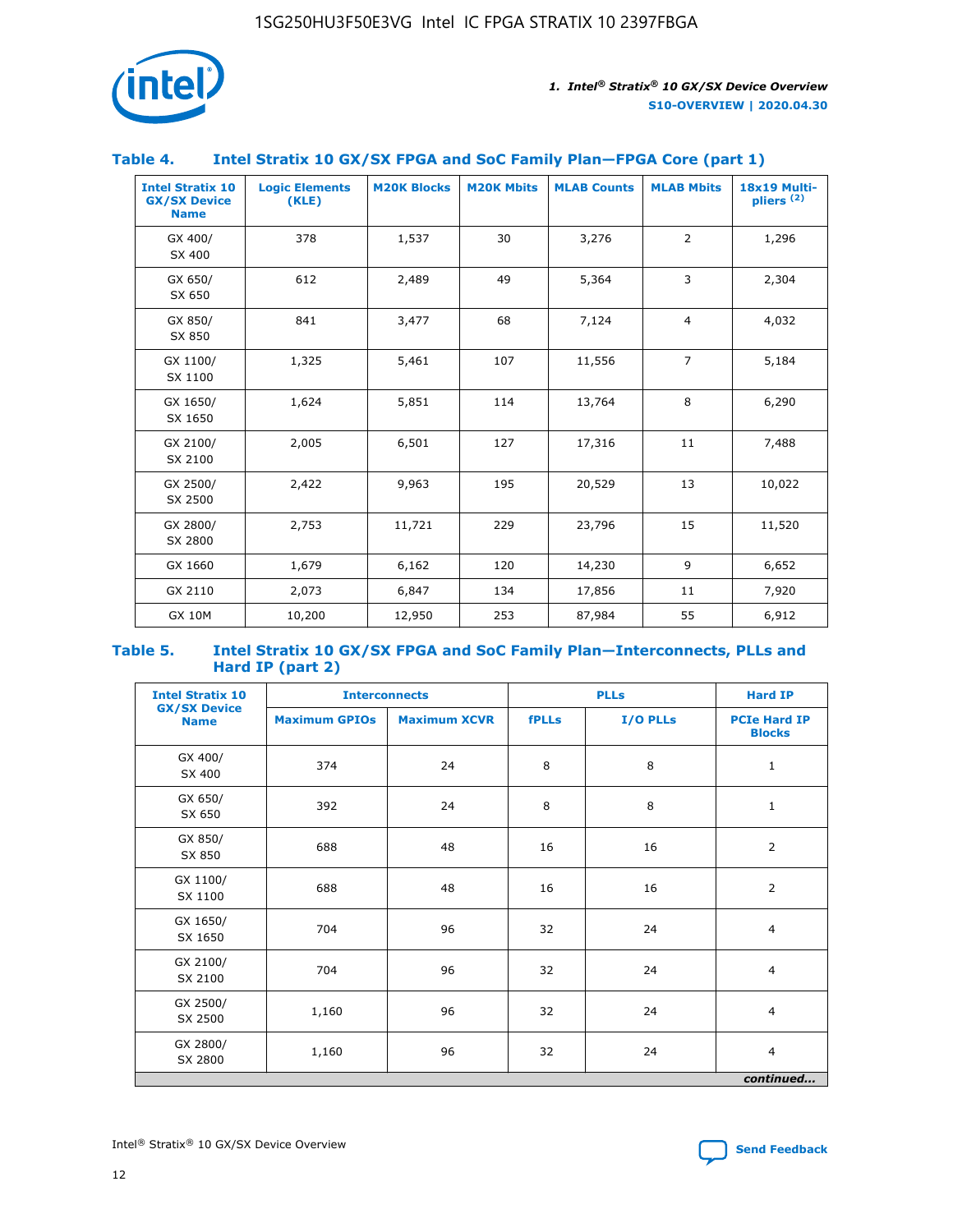### Table 4. Intel Stratix 10 GX/SX FPGA and SoC Family Plan—FPGA Core (part 1)

| Intel Stratix 10 GX/SX Device Name | Logic Elements (KLE) | M20K Blocks | M20K Mbits | MLAB Counts | MLAB Mbits | 18x19 Multi-pliers (2) |
|---|---|---|---|---|---|---|
| GX 400/ SX 400 | 378 | 1,537 | 30 | 3,276 | 2 | 1,296 |
| GX 650/ SX 650 | 612 | 2,489 | 49 | 5,364 | 3 | 2,304 |
| GX 850/ SX 850 | 841 | 3,477 | 68 | 7,124 | 4 | 4,032 |
| GX 1100/ SX 1100 | 1,325 | 5,461 | 107 | 11,556 | 7 | 5,184 |
| GX 1650/ SX 1650 | 1,624 | 5,851 | 114 | 13,764 | 8 | 6,290 |
| GX 2100/ SX 2100 | 2,005 | 6,501 | 127 | 17,316 | 11 | 7,488 |
| GX 2500/ SX 2500 | 2,422 | 9,963 | 195 | 20,529 | 13 | 10,022 |
| GX 2800/ SX 2800 | 2,753 | 11,721 | 229 | 23,796 | 15 | 11,520 |
| GX 1660 | 1,679 | 6,162 | 120 | 14,230 | 9 | 6,652 |
| GX 2110 | 2,073 | 6,847 | 134 | 17,856 | 11 | 7,920 |
| GX 10M | 10,200 | 12,950 | 253 | 87,984 | 55 | 6,912 |

### Table 5. Intel Stratix 10 GX/SX FPGA and SoC Family Plan—Interconnects, PLLs and Hard IP (part 2)

| Intel Stratix 10 GX/SX Device Name | Interconnects | | PLLs | | Hard IP |
|---|---|---|---|---|---|
| | Maximum GPIOs | Maximum XCVR | fPLLs | I/O PLLs | PCIe Hard IP Blocks |
| GX 400/ SX 400 | 374 | 24 | 8 | 8 | 1 |
| GX 650/ SX 650 | 392 | 24 | 8 | 8 | 1 |
| GX 850/ SX 850 | 688 | 48 | 16 | 16 | 2 |
| GX 1100/ SX 1100 | 688 | 48 | 16 | 16 | 2 |
| GX 1650/ SX 1650 | 704 | 96 | 32 | 24 | 4 |
| GX 2100/ SX 2100 | 704 | 96 | 32 | 24 | 4 |
| GX 2500/ SX 2500 | 1,160 | 96 | 32 | 24 | 4 |
| GX 2800/ SX 2800 | 1,160 | 96 | 32 | 24 | 4 |

*continued...*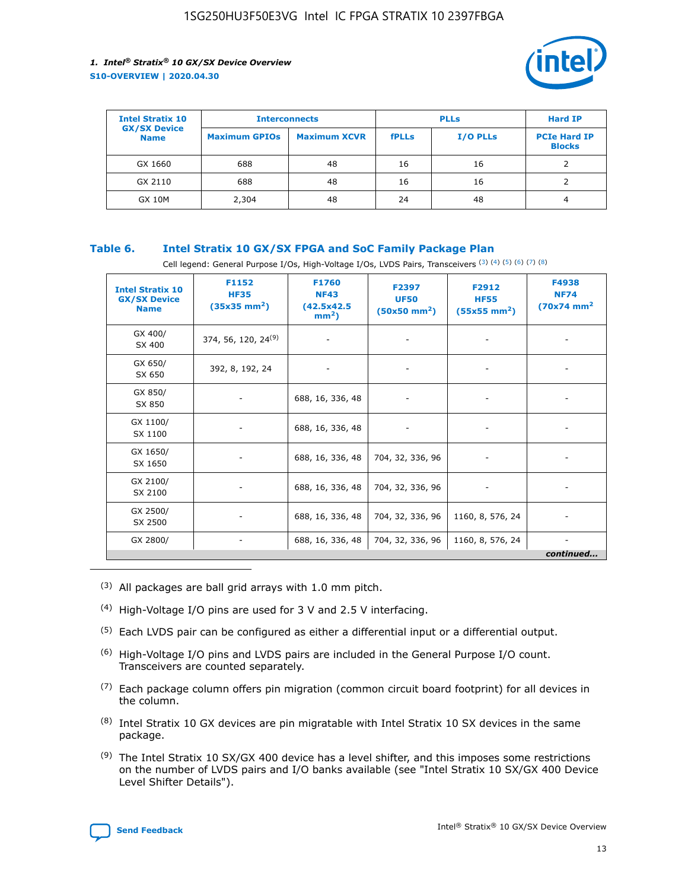| Intel Stratix 10 GX/SX Device Name | Interconnects |  | PLLs |  | Hard IP |
|---|---|---|---|---|---|
|  | Maximum GPIOs | Maximum XCVR | fPLLs | I/O PLLs | PCIe Hard IP Blocks |
| GX 1660 | 688 | 48 | 16 | 16 | 2 |
| GX 2110 | 688 | 48 | 16 | 16 | 2 |
| GX 10M | 2,304 | 48 | 24 | 48 | 4 |

**Table 6. Intel Stratix 10 GX/SX FPGA and SoC Family Package Plan**

Cell legend: General Purpose I/Os, High-Voltage I/Os, LVDS Pairs, Transceivers (3) (4) (5) (6) (7) (8)

| Intel Stratix 10 GX/SX Device Name | F1152 HF35 (35x35 mm$^2$) | F1760 NF43 (42.5x42.5 mm$^2$) | F2397 UF50 (50x50 mm$^2$) | F2912 HF55 (55x55 mm$^2$) | F4938 NF74 (70x74 mm$^2$ |
|---|---|---|---|---|---|
| GX 400/ SX 400 | 374, 56, 120, 24(9) | - | - | - | - |
| GX 650/ SX 650 | 392, 8, 192, 24 | - | - | - | - |
| GX 850/ SX 850 | - | 688, 16, 336, 48 | - | - | - |
| GX 1100/ SX 1100 | - | 688, 16, 336, 48 | - | - | - |
| GX 1650/ SX 1650 | - | 688, 16, 336, 48 | 704, 32, 336, 96 | - | - |
| GX 2100/ SX 2100 | - | 688, 16, 336, 48 | 704, 32, 336, 96 | - | - |
| GX 2500/ SX 2500 | - | 688, 16, 336, 48 | 704, 32, 336, 96 | 1160, 8, 576, 24 | - |
| GX 2800/ | - | 688, 16, 336, 48 | 704, 32, 336, 96 | 1160, 8, 576, 24 | - |

*continued...*

(3) All packages are ball grid arrays with 1.0 mm pitch.

(4) High-Voltage I/O pins are used for 3 V and 2.5 V interfacing.

(5) Each LVDS pair can be configured as either a differential input or a differential output.

(6) High-Voltage I/O pins and LVDS pairs are included in the General Purpose I/O count. Transceivers are counted separately.

(7) Each package column offers pin migration (common circuit board footprint) for all devices in the column.

(8) Intel Stratix 10 GX devices are pin migratable with Intel Stratix 10 SX devices in the same package.

(9) The Intel Stratix 10 SX/GX 400 device has a level shifter, and this imposes some restrictions on the number of LVDS pairs and I/O banks available (see "Intel Stratix 10 SX/GX 400 Device Level Shifter Details").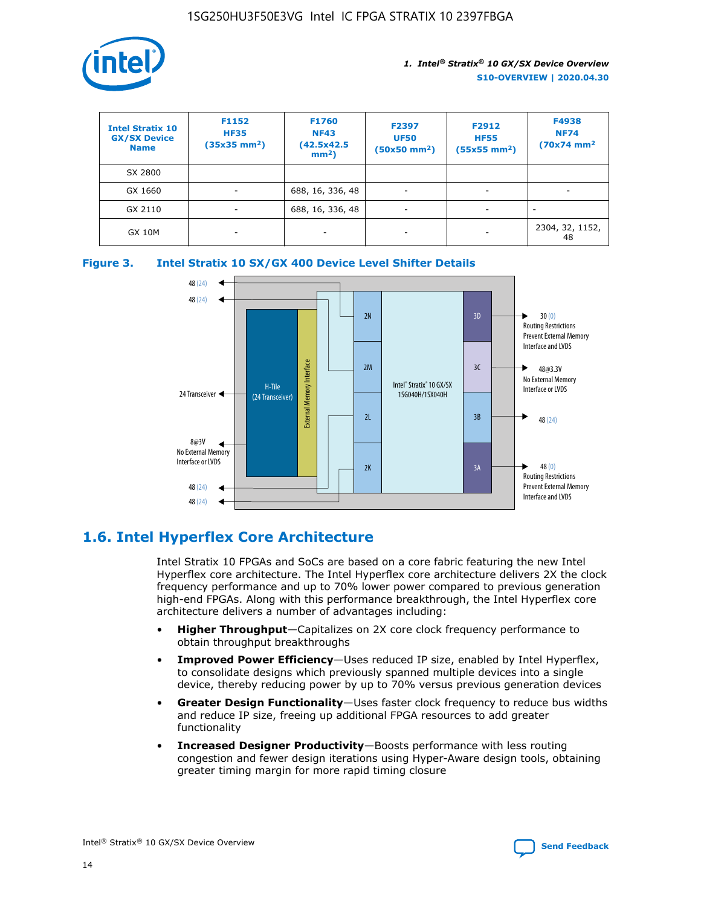| Intel Stratix 10 GX/SX Device Name | F1152 HF35 (35x35 mm²) | F1760 NF43 (42.5x42.5 mm²) | F2397 UF50 (50x50 mm²) | F2912 HF55 (55x55 mm²) | F4938 NF74 (70x74 mm² |
|---|---|---|---|---|---|
| SX 2800 | | | | | |
| GX 1660 | - | 688, 16, 336, 48 | - | - | - |
| GX 2110 | - | 688, 16, 336, 48 | - | - | - |
| GX 10M | - | - | - | - | 2304, 32, 1152, 48 |

**Figure 3. Intel Stratix 10 SX/GX 400 Device Level Shifter Details**

## 1.6. Intel Hyperflex Core Architecture

Intel Stratix 10 FPGAs and SoCs are based on a core fabric featuring the new Intel Hyperflex core architecture. The Intel Hyperflex core architecture delivers 2X the clock frequency performance and up to 70% lower power compared to previous generation high-end FPGAs. Along with this performance breakthrough, the Intel Hyperflex core architecture delivers a number of advantages including:

- **Higher Throughput**—Capitalizes on 2X core clock frequency performance to obtain throughput breakthroughs
- **Improved Power Efficiency**—Uses reduced IP size, enabled by Intel Hyperflex, to consolidate designs which previously spanned multiple devices into a single device, thereby reducing power by up to 70% versus previous generation devices
- **Greater Design Functionality**—Uses faster clock frequency to reduce bus widths and reduce IP size, freeing up additional FPGA resources to add greater functionality
- **Increased Designer Productivity**—Boosts performance with less routing congestion and fewer design iterations using Hyper-Aware design tools, obtaining greater timing margin for more rapid timing closure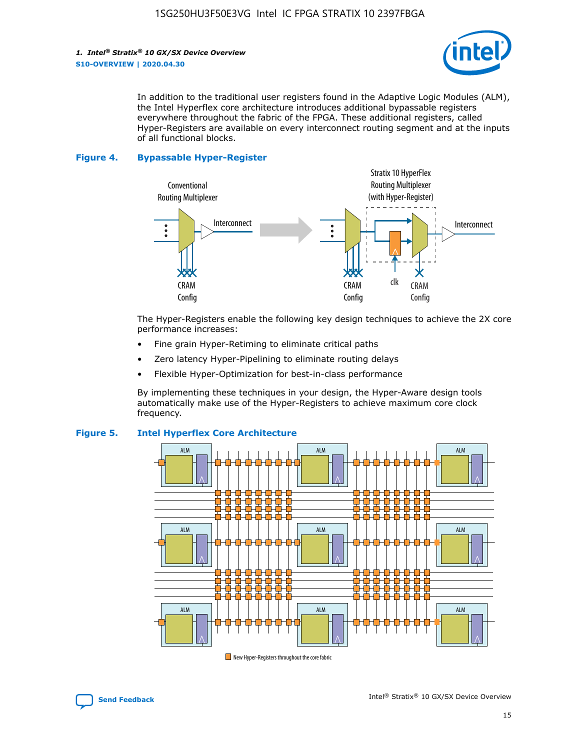In addition to the traditional user registers found in the Adaptive Logic Modules (ALM), the Intel Hyperflex core architecture introduces additional bypassable registers everywhere throughout the fabric of the FPGA. These additional registers, called Hyper-Registers are available on every interconnect routing segment and at the inputs of all functional blocks.

**Figure 4. Bypassable Hyper-Register**

The Hyper-Registers enable the following key design techniques to achieve the 2X core performance increases:

- Fine grain Hyper-Retiming to eliminate critical paths
- Zero latency Hyper-Pipelining to eliminate routing delays
- Flexible Hyper-Optimization for best-in-class performance

By implementing these techniques in your design, the Hyper-Aware design tools automatically make use of the Hyper-Registers to achieve maximum core clock frequency.

**Figure 5. Intel Hyperflex Core Architecture**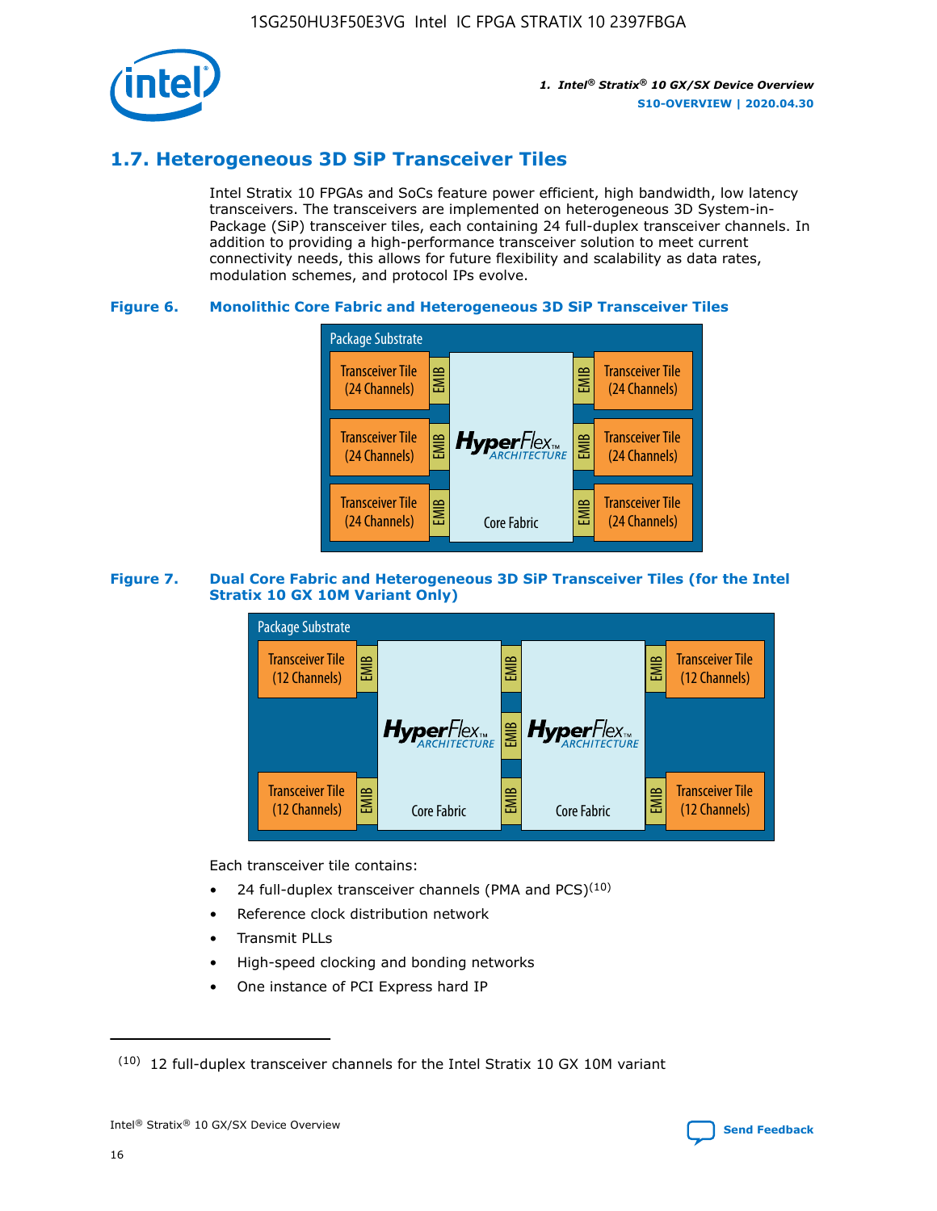## 1.7. Heterogeneous 3D SiP Transceiver Tiles

Intel Stratix 10 FPGAs and SoCs feature power efficient, high bandwidth, low latency transceivers. The transceivers are implemented on heterogeneous 3D System-in-Package (SiP) transceiver tiles, each containing 24 full-duplex transceiver channels. In addition to providing a high-performance transceiver solution to meet current connectivity needs, this allows for future flexibility and scalability as data rates, modulation schemes, and protocol IPs evolve.

**Figure 6. Monolithic Core Fabric and Heterogeneous 3D SiP Transceiver Tiles**

Package Substrate

Transceiver Tile (24 Channels) | EMIB | HyperFlex ARCHITECTURE Core Fabric | EMIB | Transceiver Tile (24 Channels)

Transceiver Tile (24 Channels) | EMIB | | EMIB | Transceiver Tile (24 Channels)

Transceiver Tile (24 Channels) | EMIB | | EMIB | Transceiver Tile (24 Channels)

**Figure 7. Dual Core Fabric and Heterogeneous 3D SiP Transceiver Tiles (for the Intel Stratix 10 GX 10M Variant Only)**

Package Substrate

Transceiver Tile (12 Channels) | EMIB | HyperFlex ARCHITECTURE Core Fabric | EMIB | HyperFlex ARCHITECTURE Core Fabric | EMIB | Transceiver Tile (12 Channels)

Transceiver Tile (12 Channels) | EMIB | | EMIB | | EMIB | Transceiver Tile (12 Channels)

Each transceiver tile contains:

- 24 full-duplex transceiver channels (PMA and PCS)[10]
- Reference clock distribution network
- Transmit PLLs
- High-speed clocking and bonding networks
- One instance of PCI Express hard IP

---

[10] 12 full-duplex transceiver channels for the Intel Stratix 10 GX 10M variant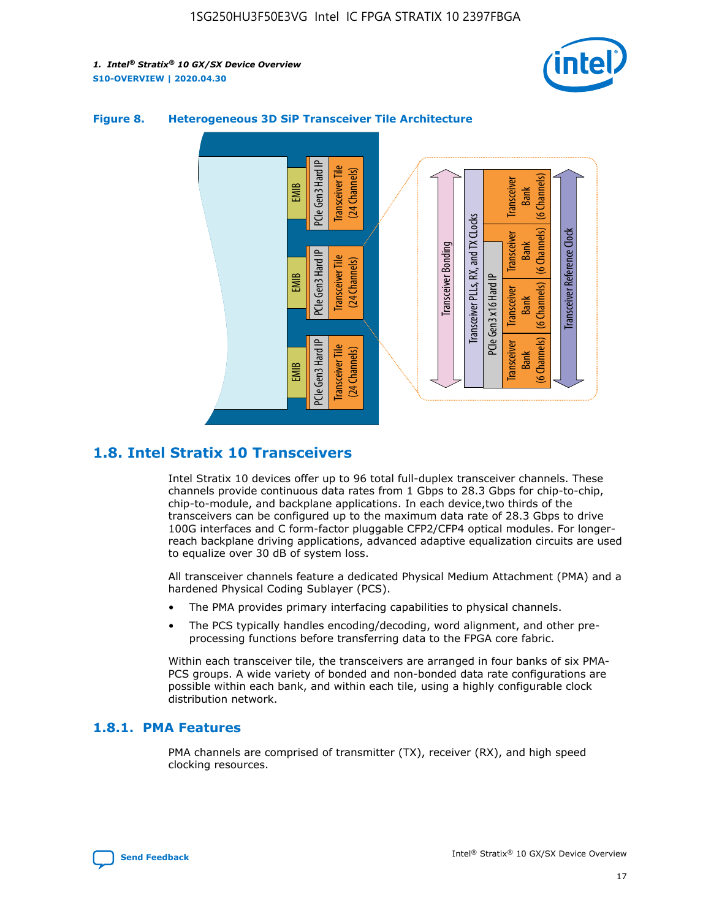**Figure 8. Heterogeneous 3D SiP Transceiver Tile Architecture**

## 1.8. Intel Stratix 10 Transceivers

Intel Stratix 10 devices offer up to 96 total full-duplex transceiver channels. These channels provide continuous data rates from 1 Gbps to 28.3 Gbps for chip-to-chip, chip-to-module, and backplane applications. In each device,two thirds of the transceivers can be configured up to the maximum data rate of 28.3 Gbps to drive 100G interfaces and C form-factor pluggable CFP2/CFP4 optical modules. For longer-reach backplane driving applications, advanced adaptive equalization circuits are used to equalize over 30 dB of system loss.

All transceiver channels feature a dedicated Physical Medium Attachment (PMA) and a hardened Physical Coding Sublayer (PCS).

- The PMA provides primary interfacing capabilities to physical channels.
- The PCS typically handles encoding/decoding, word alignment, and other pre-processing functions before transferring data to the FPGA core fabric.

Within each transceiver tile, the transceivers are arranged in four banks of six PMA-PCS groups. A wide variety of bonded and non-bonded data rate configurations are possible within each bank, and within each tile, using a highly configurable clock distribution network.

### 1.8.1. PMA Features

PMA channels are comprised of transmitter (TX), receiver (RX), and high speed clocking resources.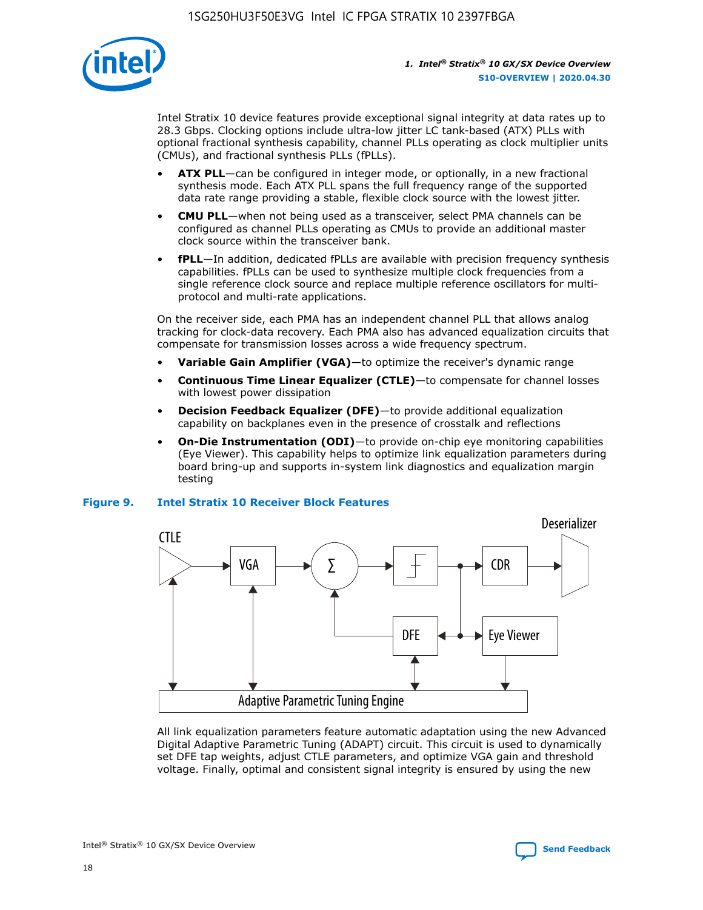Intel Stratix 10 device features provide exceptional signal integrity at data rates up to 28.3 Gbps. Clocking options include ultra-low jitter LC tank-based (ATX) PLLs with optional fractional synthesis capability, channel PLLs operating as clock multiplier units (CMUs), and fractional synthesis PLLs (fPLLs).

- **ATX PLL**—can be configured in integer mode, or optionally, in a new fractional synthesis mode. Each ATX PLL spans the full frequency range of the supported data rate range providing a stable, flexible clock source with the lowest jitter.
- **CMU PLL**—when not being used as a transceiver, select PMA channels can be configured as channel PLLs operating as CMUs to provide an additional master clock source within the transceiver bank.
- **fPLL**—In addition, dedicated fPLLs are available with precision frequency synthesis capabilities. fPLLs can be used to synthesize multiple clock frequencies from a single reference clock source and replace multiple reference oscillators for multi-protocol and multi-rate applications.

On the receiver side, each PMA has an independent channel PLL that allows analog tracking for clock-data recovery. Each PMA also has advanced equalization circuits that compensate for transmission losses across a wide frequency spectrum.

- **Variable Gain Amplifier (VGA)**—to optimize the receiver's dynamic range
- **Continuous Time Linear Equalizer (CTLE)**—to compensate for channel losses with lowest power dissipation
- **Decision Feedback Equalizer (DFE)**—to provide additional equalization capability on backplanes even in the presence of crosstalk and reflections
- **On-Die Instrumentation (ODI)**—to provide on-chip eye monitoring capabilities (Eye Viewer). This capability helps to optimize link equalization parameters during board bring-up and supports in-system link diagnostics and equalization margin testing

**Figure 9. Intel Stratix 10 Receiver Block Features**

CTLE → VGA → ∑ → CDR → Deserializer; DFE; Eye Viewer; Adaptive Parametric Tuning Engine

All link equalization parameters feature automatic adaptation using the new Advanced Digital Adaptive Parametric Tuning (ADAPT) circuit. This circuit is used to dynamically set DFE tap weights, adjust CTLE parameters, and optimize VGA gain and threshold voltage. Finally, optimal and consistent signal integrity is ensured by using the new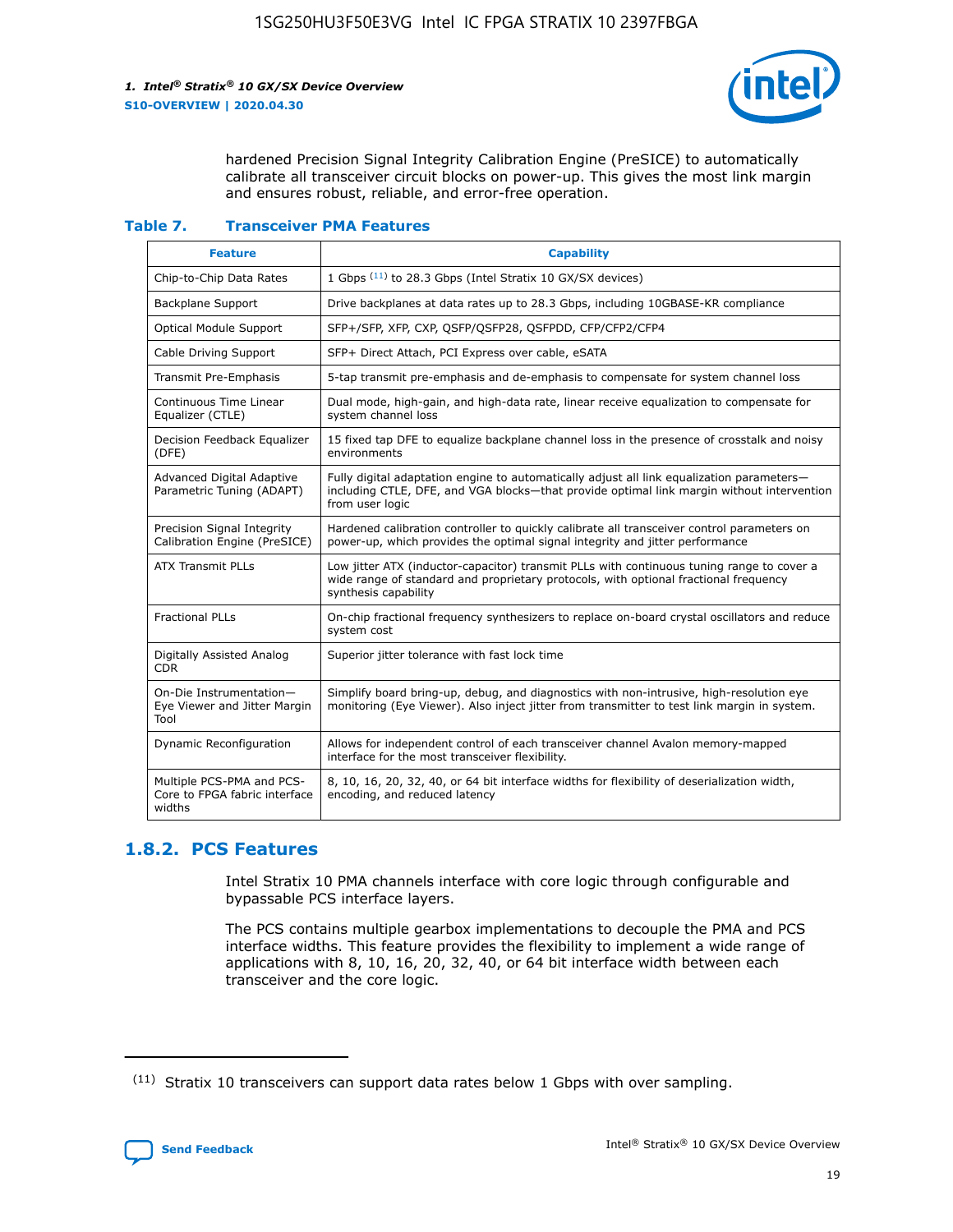hardened Precision Signal Integrity Calibration Engine (PreSICE) to automatically calibrate all transceiver circuit blocks on power-up. This gives the most link margin and ensures robust, reliable, and error-free operation.

**Table 7. Transceiver PMA Features**

| Feature | Capability |
|---|---|
| Chip-to-Chip Data Rates | 1 Gbps [11] to 28.3 Gbps (Intel Stratix 10 GX/SX devices) |
| Backplane Support | Drive backplanes at data rates up to 28.3 Gbps, including 10GBASE-KR compliance |
| Optical Module Support | SFP+/SFP, XFP, CXP, QSFP/QSFP28, QSFPDD, CFP/CFP2/CFP4 |
| Cable Driving Support | SFP+ Direct Attach, PCI Express over cable, eSATA |
| Transmit Pre-Emphasis | 5-tap transmit pre-emphasis and de-emphasis to compensate for system channel loss |
| Continuous Time Linear Equalizer (CTLE) | Dual mode, high-gain, and high-data rate, linear receive equalization to compensate for system channel loss |
| Decision Feedback Equalizer (DFE) | 15 fixed tap DFE to equalize backplane channel loss in the presence of crosstalk and noisy environments |
| Advanced Digital Adaptive Parametric Tuning (ADAPT) | Fully digital adaptation engine to automatically adjust all link equalization parameters—including CTLE, DFE, and VGA blocks—that provide optimal link margin without intervention from user logic |
| Precision Signal Integrity Calibration Engine (PreSICE) | Hardened calibration controller to quickly calibrate all transceiver control parameters on power-up, which provides the optimal signal integrity and jitter performance |
| ATX Transmit PLLs | Low jitter ATX (inductor-capacitor) transmit PLLs with continuous tuning range to cover a wide range of standard and proprietary protocols, with optional fractional frequency synthesis capability |
| Fractional PLLs | On-chip fractional frequency synthesizers to replace on-board crystal oscillators and reduce system cost |
| Digitally Assisted Analog CDR | Superior jitter tolerance with fast lock time |
| On-Die Instrumentation—Eye Viewer and Jitter Margin Tool | Simplify board bring-up, debug, and diagnostics with non-intrusive, high-resolution eye monitoring (Eye Viewer). Also inject jitter from transmitter to test link margin in system. |
| Dynamic Reconfiguration | Allows for independent control of each transceiver channel Avalon memory-mapped interface for the most transceiver flexibility. |
| Multiple PCS-PMA and PCS-Core to FPGA fabric interface widths | 8, 10, 16, 20, 32, 40, or 64 bit interface widths for flexibility of deserialization width, encoding, and reduced latency |

## 1.8.2. PCS Features

Intel Stratix 10 PMA channels interface with core logic through configurable and bypassable PCS interface layers.

The PCS contains multiple gearbox implementations to decouple the PMA and PCS interface widths. This feature provides the flexibility to implement a wide range of applications with 8, 10, 16, 20, 32, 40, or 64 bit interface width between each transceiver and the core logic.

(11) Stratix 10 transceivers can support data rates below 1 Gbps with over sampling.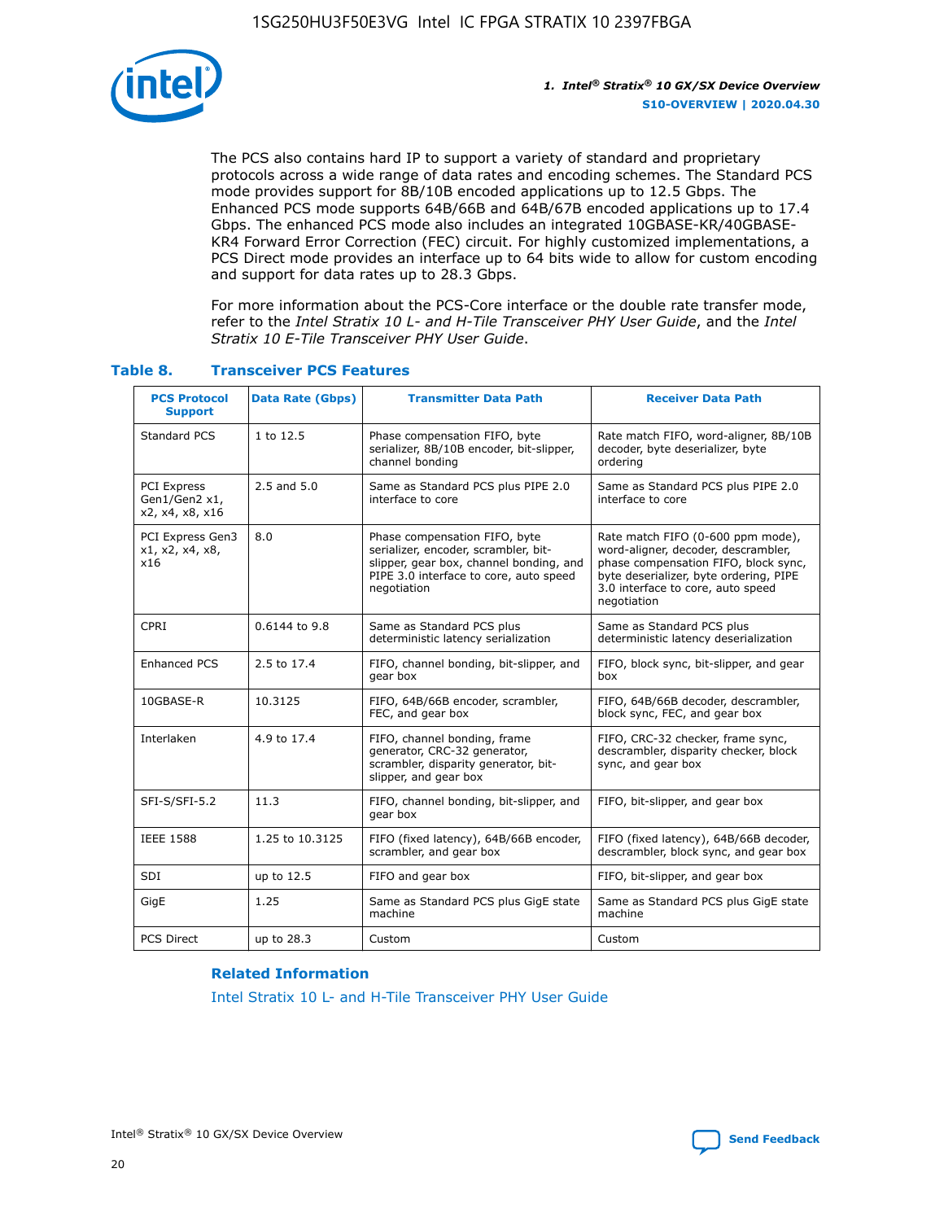The PCS also contains hard IP to support a variety of standard and proprietary protocols across a wide range of data rates and encoding schemes. The Standard PCS mode provides support for 8B/10B encoded applications up to 12.5 Gbps. The Enhanced PCS mode supports 64B/66B and 64B/67B encoded applications up to 17.4 Gbps. The enhanced PCS mode also includes an integrated 10GBASE-KR/40GBASE-KR4 Forward Error Correction (FEC) circuit. For highly customized implementations, a PCS Direct mode provides an interface up to 64 bits wide to allow for custom encoding and support for data rates up to 28.3 Gbps.

For more information about the PCS-Core interface or the double rate transfer mode, refer to the *Intel Stratix 10 L- and H-Tile Transceiver PHY User Guide*, and the *Intel Stratix 10 E-Tile Transceiver PHY User Guide*.

### Table 8. Transceiver PCS Features

| PCS Protocol Support | Data Rate (Gbps) | Transmitter Data Path | Receiver Data Path |
|---|---|---|---|
| Standard PCS | 1 to 12.5 | Phase compensation FIFO, byte serializer, 8B/10B encoder, bit-slipper, channel bonding | Rate match FIFO, word-aligner, 8B/10B decoder, byte deserializer, byte ordering |
| PCI Express Gen1/Gen2 x1, x2, x4, x8, x16 | 2.5 and 5.0 | Same as Standard PCS plus PIPE 2.0 interface to core | Same as Standard PCS plus PIPE 2.0 interface to core |
| PCI Express Gen3 x1, x2, x4, x8, x16 | 8.0 | Phase compensation FIFO, byte serializer, encoder, scrambler, bit-slipper, gear box, channel bonding, and PIPE 3.0 interface to core, auto speed negotiation | Rate match FIFO (0-600 ppm mode), word-aligner, decoder, descrambler, phase compensation FIFO, block sync, byte deserializer, byte ordering, PIPE 3.0 interface to core, auto speed negotiation |
| CPRI | 0.6144 to 9.8 | Same as Standard PCS plus deterministic latency serialization | Same as Standard PCS plus deterministic latency deserialization |
| Enhanced PCS | 2.5 to 17.4 | FIFO, channel bonding, bit-slipper, and gear box | FIFO, block sync, bit-slipper, and gear box |
| 10GBASE-R | 10.3125 | FIFO, 64B/66B encoder, scrambler, FEC, and gear box | FIFO, 64B/66B decoder, descrambler, block sync, FEC, and gear box |
| Interlaken | 4.9 to 17.4 | FIFO, channel bonding, frame generator, CRC-32 generator, scrambler, disparity generator, bit-slipper, and gear box | FIFO, CRC-32 checker, frame sync, descrambler, disparity checker, block sync, and gear box |
| SFI-S/SFI-5.2 | 11.3 | FIFO, channel bonding, bit-slipper, and gear box | FIFO, bit-slipper, and gear box |
| IEEE 1588 | 1.25 to 10.3125 | FIFO (fixed latency), 64B/66B encoder, scrambler, and gear box | FIFO (fixed latency), 64B/66B decoder, descrambler, block sync, and gear box |
| SDI | up to 12.5 | FIFO and gear box | FIFO, bit-slipper, and gear box |
| GigE | 1.25 | Same as Standard PCS plus GigE state machine | Same as Standard PCS plus GigE state machine |
| PCS Direct | up to 28.3 | Custom | Custom |

#### Related Information

Intel Stratix 10 L- and H-Tile Transceiver PHY User Guide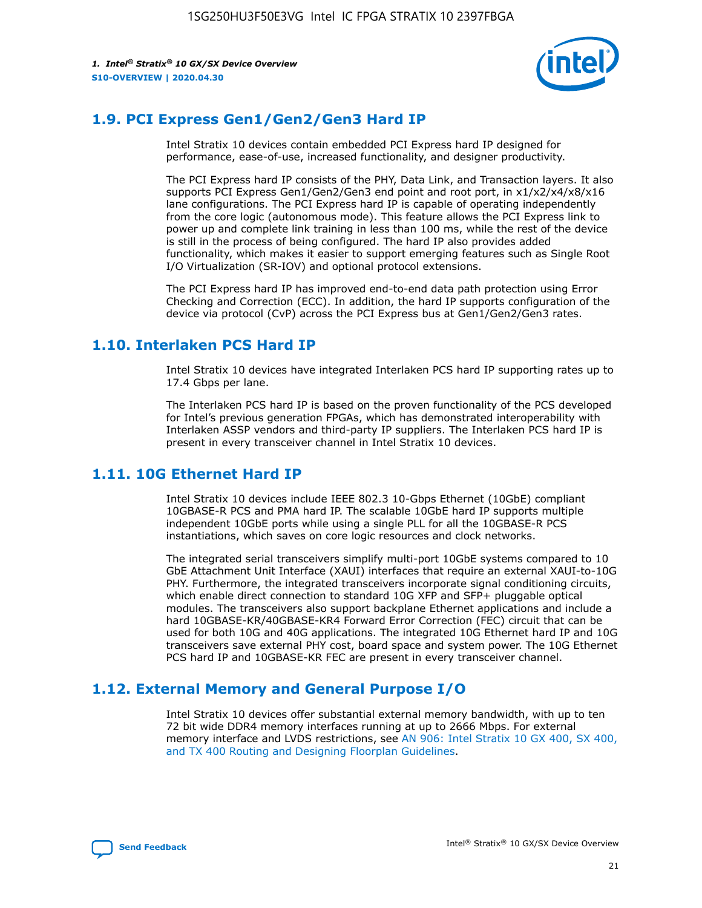## 1.9. PCI Express Gen1/Gen2/Gen3 Hard IP

Intel Stratix 10 devices contain embedded PCI Express hard IP designed for performance, ease-of-use, increased functionality, and designer productivity.

The PCI Express hard IP consists of the PHY, Data Link, and Transaction layers. It also supports PCI Express Gen1/Gen2/Gen3 end point and root port, in x1/x2/x4/x8/x16 lane configurations. The PCI Express hard IP is capable of operating independently from the core logic (autonomous mode). This feature allows the PCI Express link to power up and complete link training in less than 100 ms, while the rest of the device is still in the process of being configured. The hard IP also provides added functionality, which makes it easier to support emerging features such as Single Root I/O Virtualization (SR-IOV) and optional protocol extensions.

The PCI Express hard IP has improved end-to-end data path protection using Error Checking and Correction (ECC). In addition, the hard IP supports configuration of the device via protocol (CvP) across the PCI Express bus at Gen1/Gen2/Gen3 rates.

## 1.10. Interlaken PCS Hard IP

Intel Stratix 10 devices have integrated Interlaken PCS hard IP supporting rates up to 17.4 Gbps per lane.

The Interlaken PCS hard IP is based on the proven functionality of the PCS developed for Intel's previous generation FPGAs, which has demonstrated interoperability with Interlaken ASSP vendors and third-party IP suppliers. The Interlaken PCS hard IP is present in every transceiver channel in Intel Stratix 10 devices.

## 1.11. 10G Ethernet Hard IP

Intel Stratix 10 devices include IEEE 802.3 10-Gbps Ethernet (10GbE) compliant 10GBASE-R PCS and PMA hard IP. The scalable 10GbE hard IP supports multiple independent 10GbE ports while using a single PLL for all the 10GBASE-R PCS instantiations, which saves on core logic resources and clock networks.

The integrated serial transceivers simplify multi-port 10GbE systems compared to 10 GbE Attachment Unit Interface (XAUI) interfaces that require an external XAUI-to-10G PHY. Furthermore, the integrated transceivers incorporate signal conditioning circuits, which enable direct connection to standard 10G XFP and SFP+ pluggable optical modules. The transceivers also support backplane Ethernet applications and include a hard 10GBASE-KR/40GBASE-KR4 Forward Error Correction (FEC) circuit that can be used for both 10G and 40G applications. The integrated 10G Ethernet hard IP and 10G transceivers save external PHY cost, board space and system power. The 10G Ethernet PCS hard IP and 10GBASE-KR FEC are present in every transceiver channel.

## 1.12. External Memory and General Purpose I/O

Intel Stratix 10 devices offer substantial external memory bandwidth, with up to ten 72 bit wide DDR4 memory interfaces running at up to 2666 Mbps. For external memory interface and LVDS restrictions, see AN 906: Intel Stratix 10 GX 400, SX 400, and TX 400 Routing and Designing Floorplan Guidelines.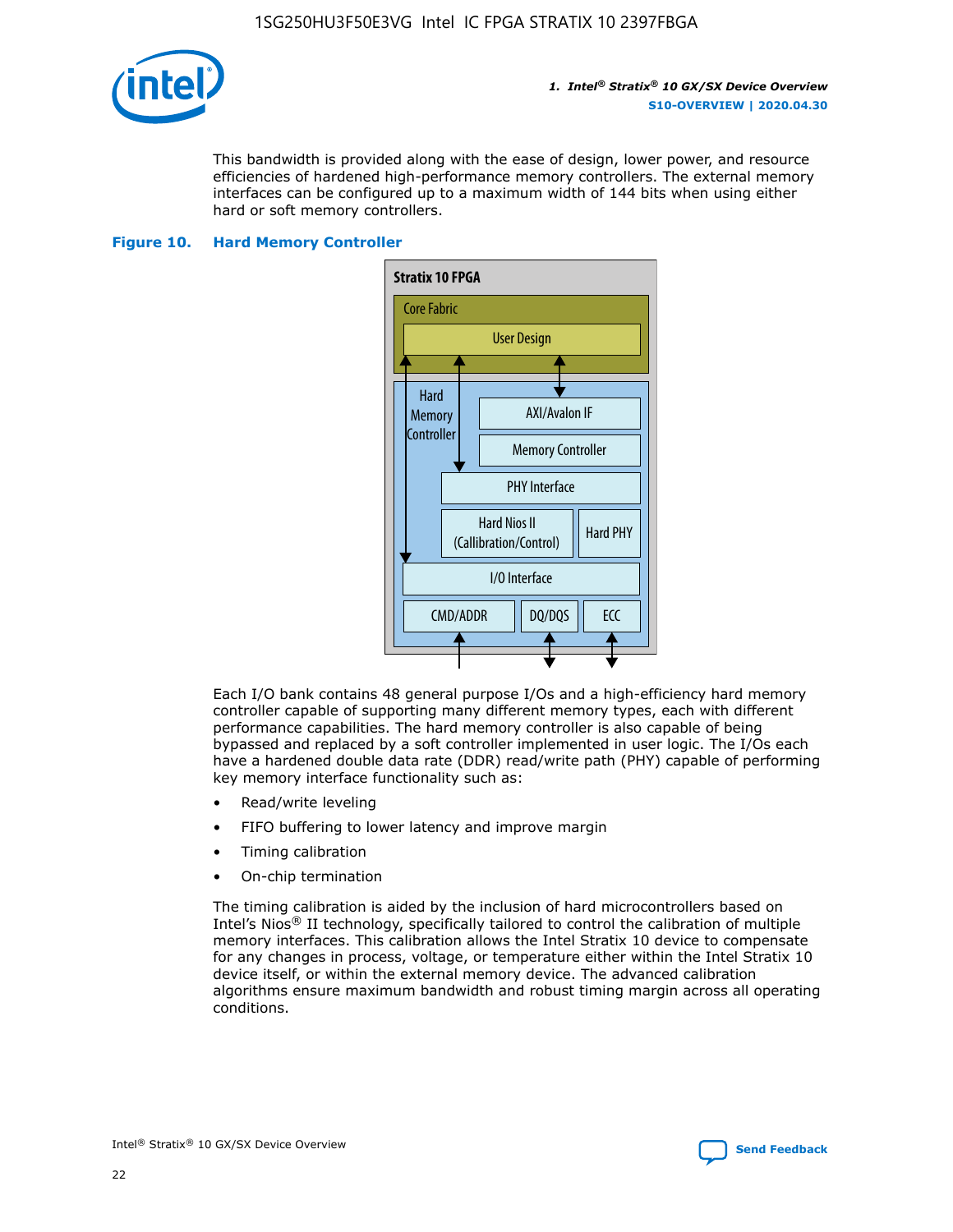This bandwidth is provided along with the ease of design, lower power, and resource efficiencies of hardened high-performance memory controllers. The external memory interfaces can be configured up to a maximum width of 144 bits when using either hard or soft memory controllers.

**Figure 10. Hard Memory Controller**

Stratix 10 FPGA

Core Fabric

User Design

Hard Memory Controller

AXI/Avalon IF

Memory Controller

PHY Interface

Hard Nios II (Callibration/Control)

Hard PHY

I/O Interface

CMD/ADDR

DQ/DQS

ECC

Each I/O bank contains 48 general purpose I/Os and a high-efficiency hard memory controller capable of supporting many different memory types, each with different performance capabilities. The hard memory controller is also capable of being bypassed and replaced by a soft controller implemented in user logic. The I/Os each have a hardened double data rate (DDR) read/write path (PHY) capable of performing key memory interface functionality such as:

- Read/write leveling
- FIFO buffering to lower latency and improve margin
- Timing calibration
- On-chip termination

The timing calibration is aided by the inclusion of hard microcontrollers based on Intel's Nios® II technology, specifically tailored to control the calibration of multiple memory interfaces. This calibration allows the Intel Stratix 10 device to compensate for any changes in process, voltage, or temperature either within the Intel Stratix 10 device itself, or within the external memory device. The advanced calibration algorithms ensure maximum bandwidth and robust timing margin across all operating conditions.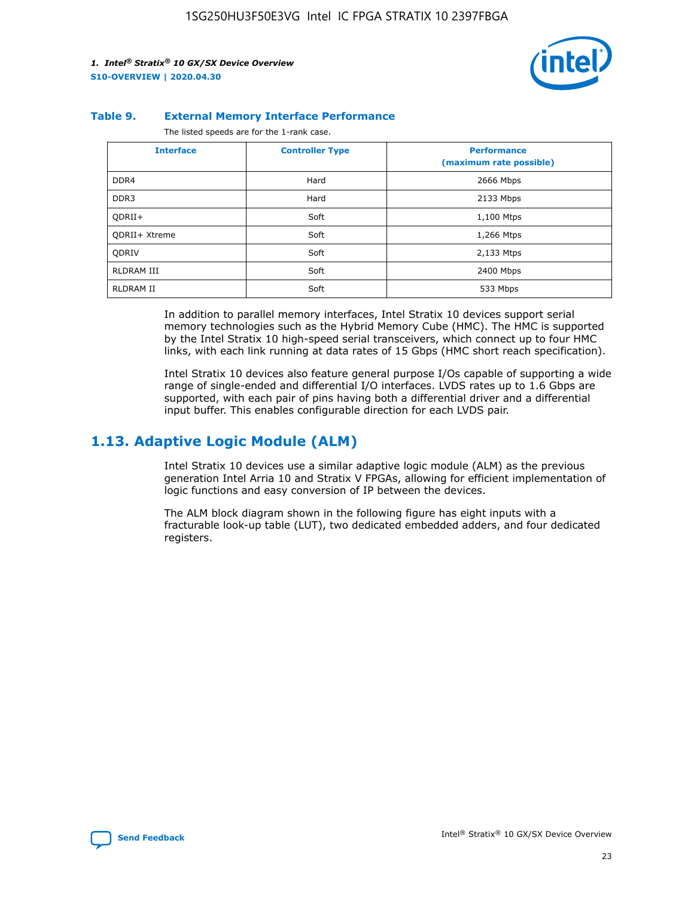**Table 9. External Memory Interface Performance**

The listed speeds are for the 1-rank case.

| Interface | Controller Type | Performance (maximum rate possible) |
|---|---|---|
| DDR4 | Hard | 2666 Mbps |
| DDR3 | Hard | 2133 Mbps |
| QDRII+ | Soft | 1,100 Mtps |
| QDRII+ Xtreme | Soft | 1,266 Mtps |
| QDRIV | Soft | 2,133 Mtps |
| RLDRAM III | Soft | 2400 Mbps |
| RLDRAM II | Soft | 533 Mbps |

In addition to parallel memory interfaces, Intel Stratix 10 devices support serial memory technologies such as the Hybrid Memory Cube (HMC). The HMC is supported by the Intel Stratix 10 high-speed serial transceivers, which connect up to four HMC links, with each link running at data rates of 15 Gbps (HMC short reach specification).

Intel Stratix 10 devices also feature general purpose I/Os capable of supporting a wide range of single-ended and differential I/O interfaces. LVDS rates up to 1.6 Gbps are supported, with each pair of pins having both a differential driver and a differential input buffer. This enables configurable direction for each LVDS pair.

## 1.13. Adaptive Logic Module (ALM)

Intel Stratix 10 devices use a similar adaptive logic module (ALM) as the previous generation Intel Arria 10 and Stratix V FPGAs, allowing for efficient implementation of logic functions and easy conversion of IP between the devices.

The ALM block diagram shown in the following figure has eight inputs with a fracturable look-up table (LUT), two dedicated embedded adders, and four dedicated registers.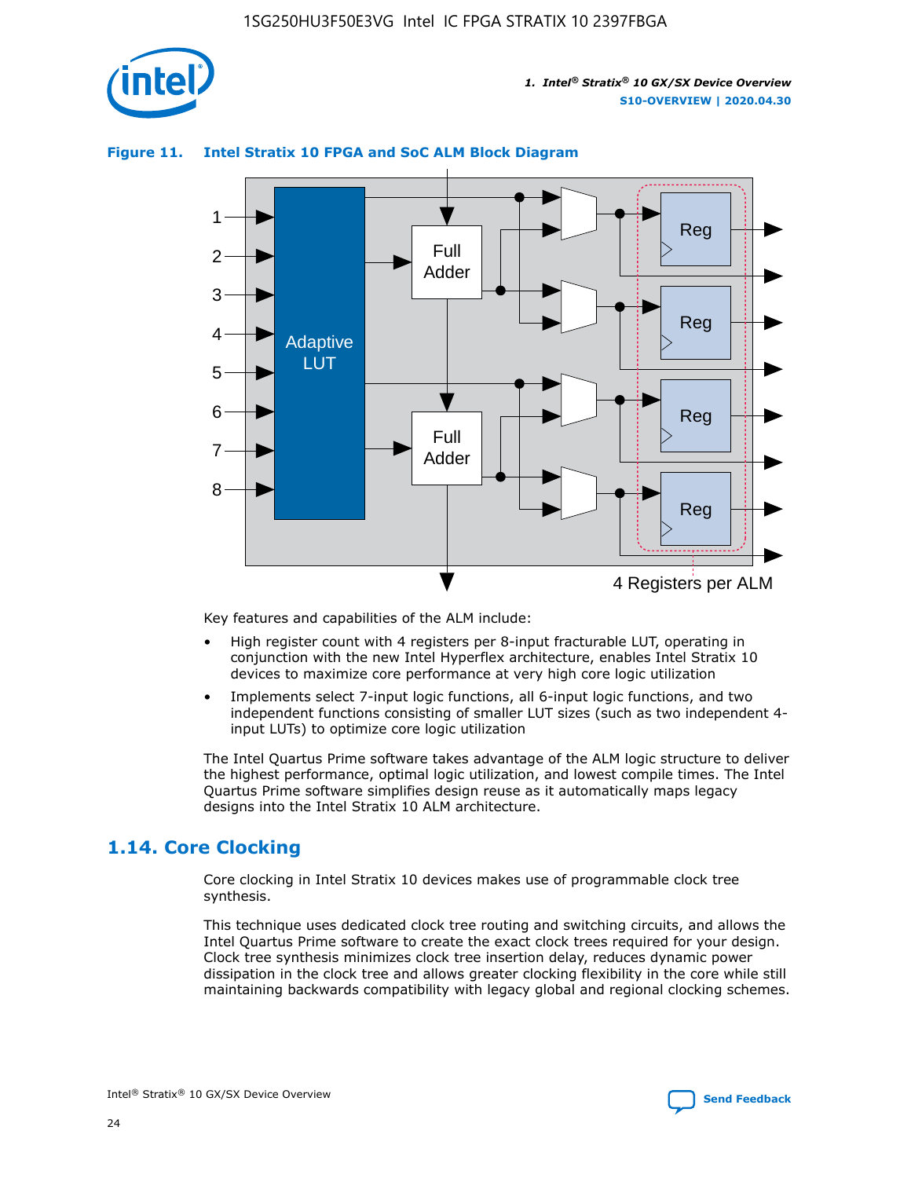**Figure 11. Intel Stratix 10 FPGA and SoC ALM Block Diagram**

Key features and capabilities of the ALM include:

- High register count with 4 registers per 8-input fracturable LUT, operating in conjunction with the new Intel Hyperflex architecture, enables Intel Stratix 10 devices to maximize core performance at very high core logic utilization
- Implements select 7-input logic functions, all 6-input logic functions, and two independent functions consisting of smaller LUT sizes (such as two independent 4-input LUTs) to optimize core logic utilization

The Intel Quartus Prime software takes advantage of the ALM logic structure to deliver the highest performance, optimal logic utilization, and lowest compile times. The Intel Quartus Prime software simplifies design reuse as it automatically maps legacy designs into the Intel Stratix 10 ALM architecture.

## 1.14. Core Clocking

Core clocking in Intel Stratix 10 devices makes use of programmable clock tree synthesis.

This technique uses dedicated clock tree routing and switching circuits, and allows the Intel Quartus Prime software to create the exact clock trees required for your design. Clock tree synthesis minimizes clock tree insertion delay, reduces dynamic power dissipation in the clock tree and allows greater clocking flexibility in the core while still maintaining backwards compatibility with legacy global and regional clocking schemes.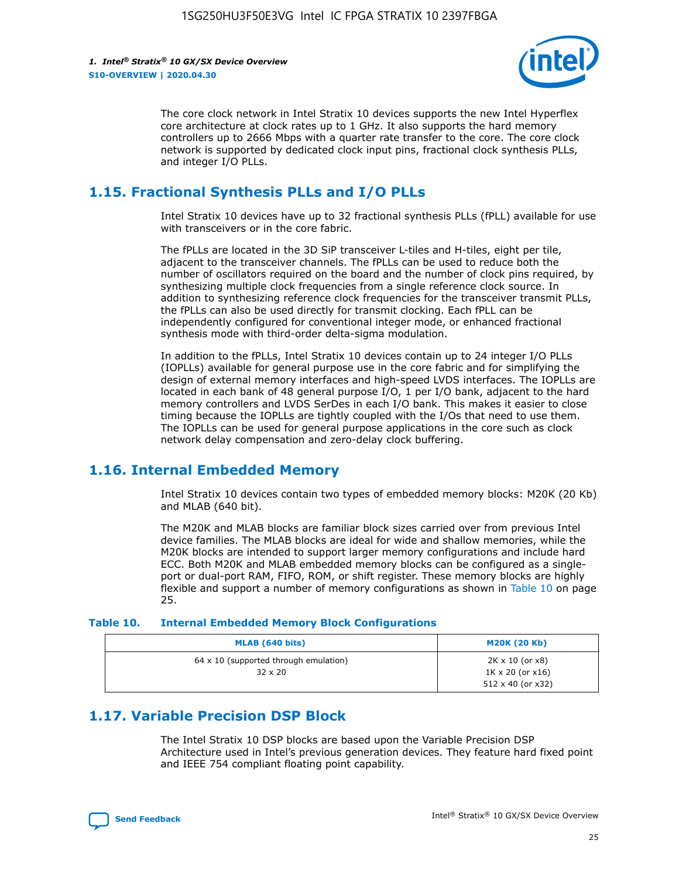The core clock network in Intel Stratix 10 devices supports the new Intel Hyperflex core architecture at clock rates up to 1 GHz. It also supports the hard memory controllers up to 2666 Mbps with a quarter rate transfer to the core. The core clock network is supported by dedicated clock input pins, fractional clock synthesis PLLs, and integer I/O PLLs.

## 1.15. Fractional Synthesis PLLs and I/O PLLs

Intel Stratix 10 devices have up to 32 fractional synthesis PLLs (fPLL) available for use with transceivers or in the core fabric.

The fPLLs are located in the 3D SiP transceiver L-tiles and H-tiles, eight per tile, adjacent to the transceiver channels. The fPLLs can be used to reduce both the number of oscillators required on the board and the number of clock pins required, by synthesizing multiple clock frequencies from a single reference clock source. In addition to synthesizing reference clock frequencies for the transceiver transmit PLLs, the fPLLs can also be used directly for transmit clocking. Each fPLL can be independently configured for conventional integer mode, or enhanced fractional synthesis mode with third-order delta-sigma modulation.

In addition to the fPLLs, Intel Stratix 10 devices contain up to 24 integer I/O PLLs (IOPLLs) available for general purpose use in the core fabric and for simplifying the design of external memory interfaces and high-speed LVDS interfaces. The IOPLLs are located in each bank of 48 general purpose I/O, 1 per I/O bank, adjacent to the hard memory controllers and LVDS SerDes in each I/O bank. This makes it easier to close timing because the IOPLLs are tightly coupled with the I/Os that need to use them. The IOPLLs can be used for general purpose applications in the core such as clock network delay compensation and zero-delay clock buffering.

## 1.16. Internal Embedded Memory

Intel Stratix 10 devices contain two types of embedded memory blocks: M20K (20 Kb) and MLAB (640 bit).

The M20K and MLAB blocks are familiar block sizes carried over from previous Intel device families. The MLAB blocks are ideal for wide and shallow memories, while the M20K blocks are intended to support larger memory configurations and include hard ECC. Both M20K and MLAB embedded memory blocks can be configured as a single-port or dual-port RAM, FIFO, ROM, or shift register. These memory blocks are highly flexible and support a number of memory configurations as shown in Table 10 on page 25.

**Table 10. Internal Embedded Memory Block Configurations**

| MLAB (640 bits) | M20K (20 Kb) |
|---|---|
| 64 x 10 (supported through emulation)<br>32 x 20 | 2K x 10 (or x8)<br>1K x 20 (or x16)<br>512 x 40 (or x32) |

## 1.17. Variable Precision DSP Block

The Intel Stratix 10 DSP blocks are based upon the Variable Precision DSP Architecture used in Intel's previous generation devices. They feature hard fixed point and IEEE 754 compliant floating point capability.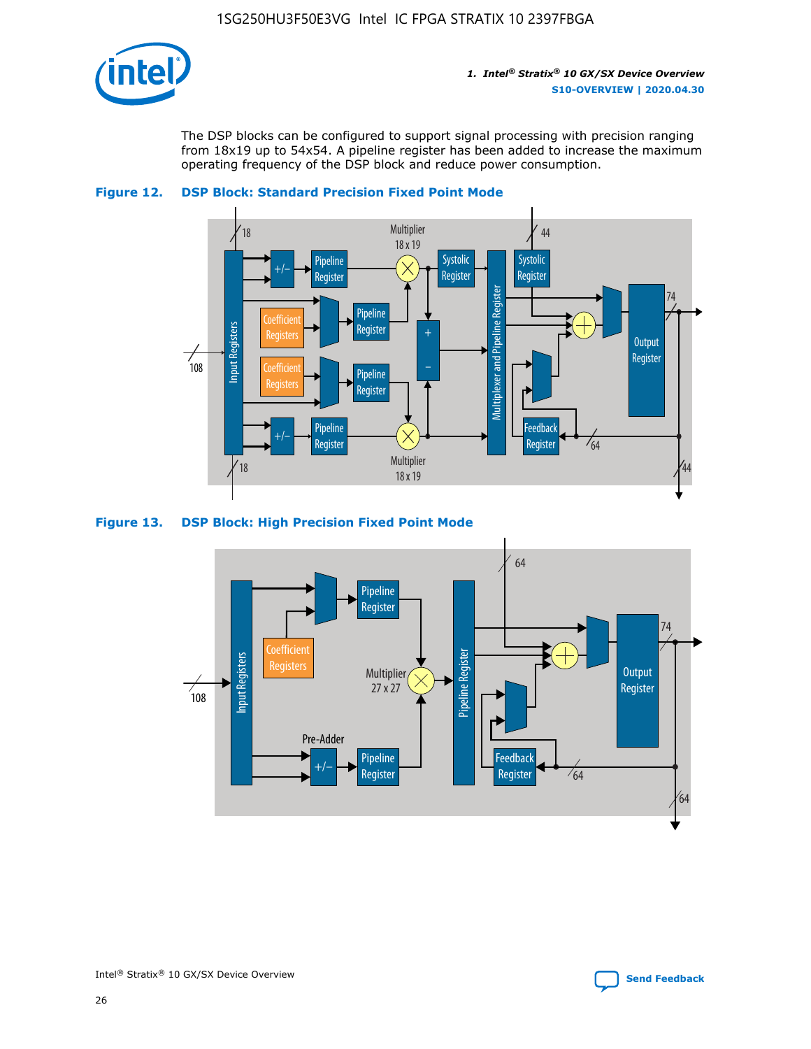The DSP blocks can be configured to support signal processing with precision ranging from 18x19 up to 54x54. A pipeline register has been added to increase the maximum operating frequency of the DSP block and reduce power consumption.

**Figure 12. DSP Block: Standard Precision Fixed Point Mode**

**Figure 13. DSP Block: High Precision Fixed Point Mode**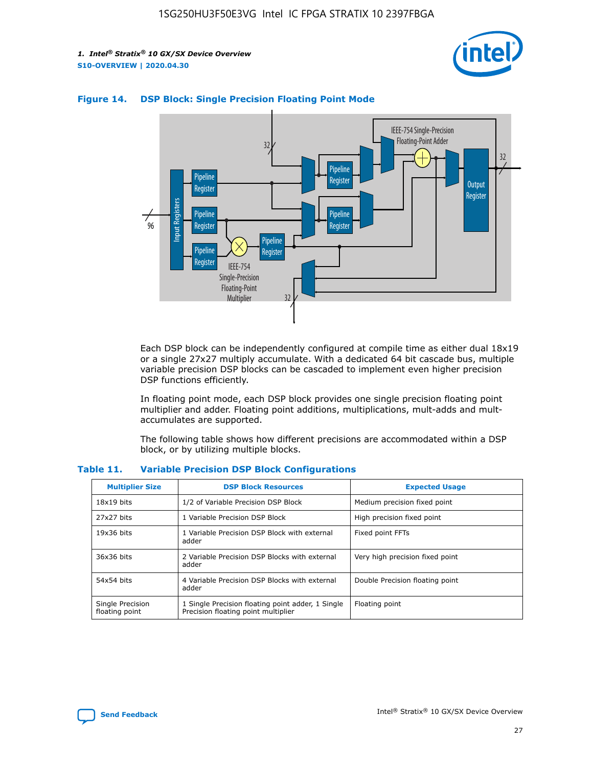**Figure 14. DSP Block: Single Precision Floating Point Mode**

Each DSP block can be independently configured at compile time as either dual 18x19 or a single 27x27 multiply accumulate. With a dedicated 64 bit cascade bus, multiple variable precision DSP blocks can be cascaded to implement even higher precision DSP functions efficiently.

In floating point mode, each DSP block provides one single precision floating point multiplier and adder. Floating point additions, multiplications, mult-adds and mult-accumulates are supported.

The following table shows how different precisions are accommodated within a DSP block, or by utilizing multiple blocks.

**Table 11. Variable Precision DSP Block Configurations**

| Multiplier Size | DSP Block Resources | Expected Usage |
| --- | --- | --- |
| 18x19 bits | 1/2 of Variable Precision DSP Block | Medium precision fixed point |
| 27x27 bits | 1 Variable Precision DSP Block | High precision fixed point |
| 19x36 bits | 1 Variable Precision DSP Block with external adder | Fixed point FFTs |
| 36x36 bits | 2 Variable Precision DSP Blocks with external adder | Very high precision fixed point |
| 54x54 bits | 4 Variable Precision DSP Blocks with external adder | Double Precision floating point |
| Single Precision floating point | 1 Single Precision floating point adder, 1 Single Precision floating point multiplier | Floating point |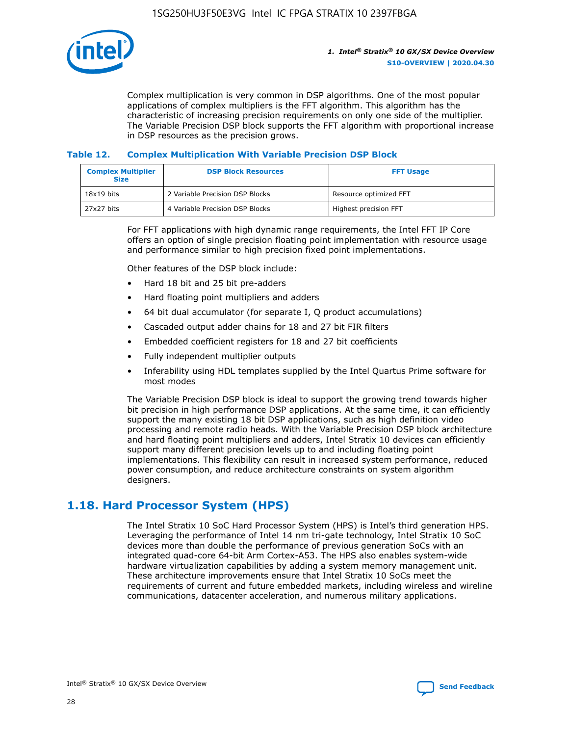Complex multiplication is very common in DSP algorithms. One of the most popular applications of complex multipliers is the FFT algorithm. This algorithm has the characteristic of increasing precision requirements on only one side of the multiplier. The Variable Precision DSP block supports the FFT algorithm with proportional increase in DSP resources as the precision grows.

**Table 12. Complex Multiplication With Variable Precision DSP Block**

| Complex Multiplier Size | DSP Block Resources | FFT Usage |
| --- | --- | --- |
| 18x19 bits | 2 Variable Precision DSP Blocks | Resource optimized FFT |
| 27x27 bits | 4 Variable Precision DSP Blocks | Highest precision FFT |

For FFT applications with high dynamic range requirements, the Intel FFT IP Core offers an option of single precision floating point implementation with resource usage and performance similar to high precision fixed point implementations.

Other features of the DSP block include:

- Hard 18 bit and 25 bit pre-adders
- Hard floating point multipliers and adders
- 64 bit dual accumulator (for separate I, Q product accumulations)
- Cascaded output adder chains for 18 and 27 bit FIR filters
- Embedded coefficient registers for 18 and 27 bit coefficients
- Fully independent multiplier outputs
- Inferability using HDL templates supplied by the Intel Quartus Prime software for most modes

The Variable Precision DSP block is ideal to support the growing trend towards higher bit precision in high performance DSP applications. At the same time, it can efficiently support the many existing 18 bit DSP applications, such as high definition video processing and remote radio heads. With the Variable Precision DSP block architecture and hard floating point multipliers and adders, Intel Stratix 10 devices can efficiently support many different precision levels up to and including floating point implementations. This flexibility can result in increased system performance, reduced power consumption, and reduce architecture constraints on system algorithm designers.

## 1.18. Hard Processor System (HPS)

The Intel Stratix 10 SoC Hard Processor System (HPS) is Intel's third generation HPS. Leveraging the performance of Intel 14 nm tri-gate technology, Intel Stratix 10 SoC devices more than double the performance of previous generation SoCs with an integrated quad-core 64-bit Arm Cortex-A53. The HPS also enables system-wide hardware virtualization capabilities by adding a system memory management unit. These architecture improvements ensure that Intel Stratix 10 SoCs meet the requirements of current and future embedded markets, including wireless and wireline communications, datacenter acceleration, and numerous military applications.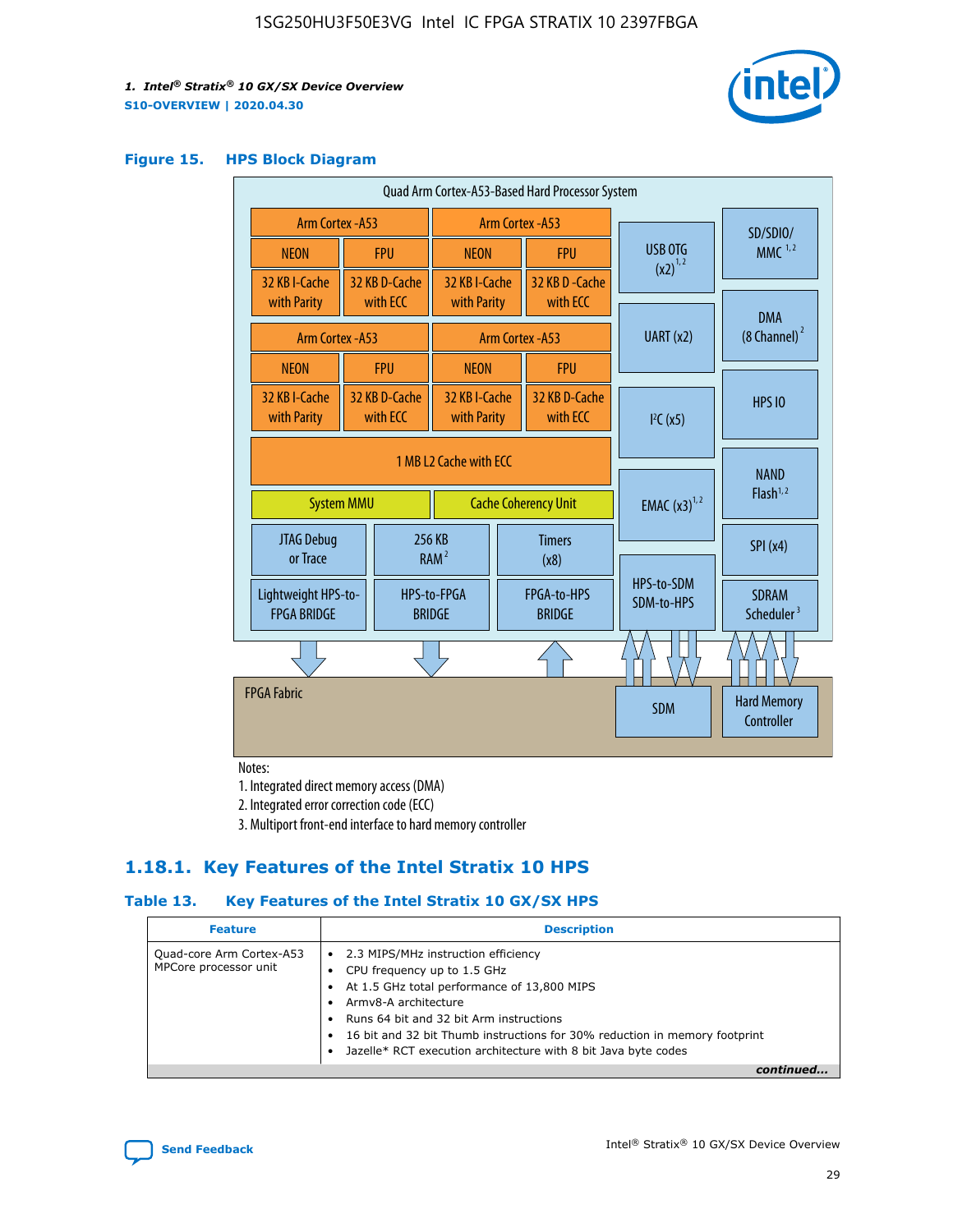### Figure 15. HPS Block Diagram

Quad Arm Cortex-A53-Based Hard Processor System

| Arm Cortex -A53 | | Arm Cortex -A53 | |
|---|---|---|---|
| NEON | FPU | NEON | FPU |
| 32 KB I-Cache with Parity | 32 KB D-Cache with ECC | 32 KB I-Cache with Parity | 32 KB D -Cache with ECC |

| Arm Cortex -A53 | | Arm Cortex -A53 | |
|---|---|---|---|
| NEON | FPU | NEON | FPU |
| 32 KB I-Cache with Parity | 32 KB D-Cache with ECC | 32 KB I-Cache with Parity | 32 KB D-Cache with ECC |

1 MB L2 Cache with ECC

System MMU | Cache Coherency Unit

JTAG Debug or Trace | 256 KB RAM [2] | Timers (x8)

Lightweight HPS-to-FPGA BRIDGE | HPS-to-FPGA BRIDGE | FPGA-to-HPS BRIDGE

USB OTG (x2) [1,2] | SD/SDIO/MMC [1,2] | UART (x2) | DMA (8 Channel) [2] | I²C (x5) | HPS IO | EMAC (x3) [1,2] | NAND Flash [1,2] | SPI (x4) | HPS-to-SDM SDM-to-HPS | SDRAM Scheduler [3]

FPGA Fabric | SDM | Hard Memory Controller

Notes:

1. Integrated direct memory access (DMA)
2. Integrated error correction code (ECC)
3. Multiport front-end interface to hard memory controller

## 1.18.1. Key Features of the Intel Stratix 10 HPS

### Table 13. Key Features of the Intel Stratix 10 GX/SX HPS

| Feature | Description |
|---|---|
| Quad-core Arm Cortex-A53 MPCore processor unit | • 2.3 MIPS/MHz instruction efficiency<br>• CPU frequency up to 1.5 GHz<br>• At 1.5 GHz total performance of 13,800 MIPS<br>• Armv8-A architecture<br>• Runs 64 bit and 32 bit Arm instructions<br>• 16 bit and 32 bit Thumb instructions for 30% reduction in memory footprint<br>• Jazelle* RCT execution architecture with 8 bit Java byte codes |

*continued...*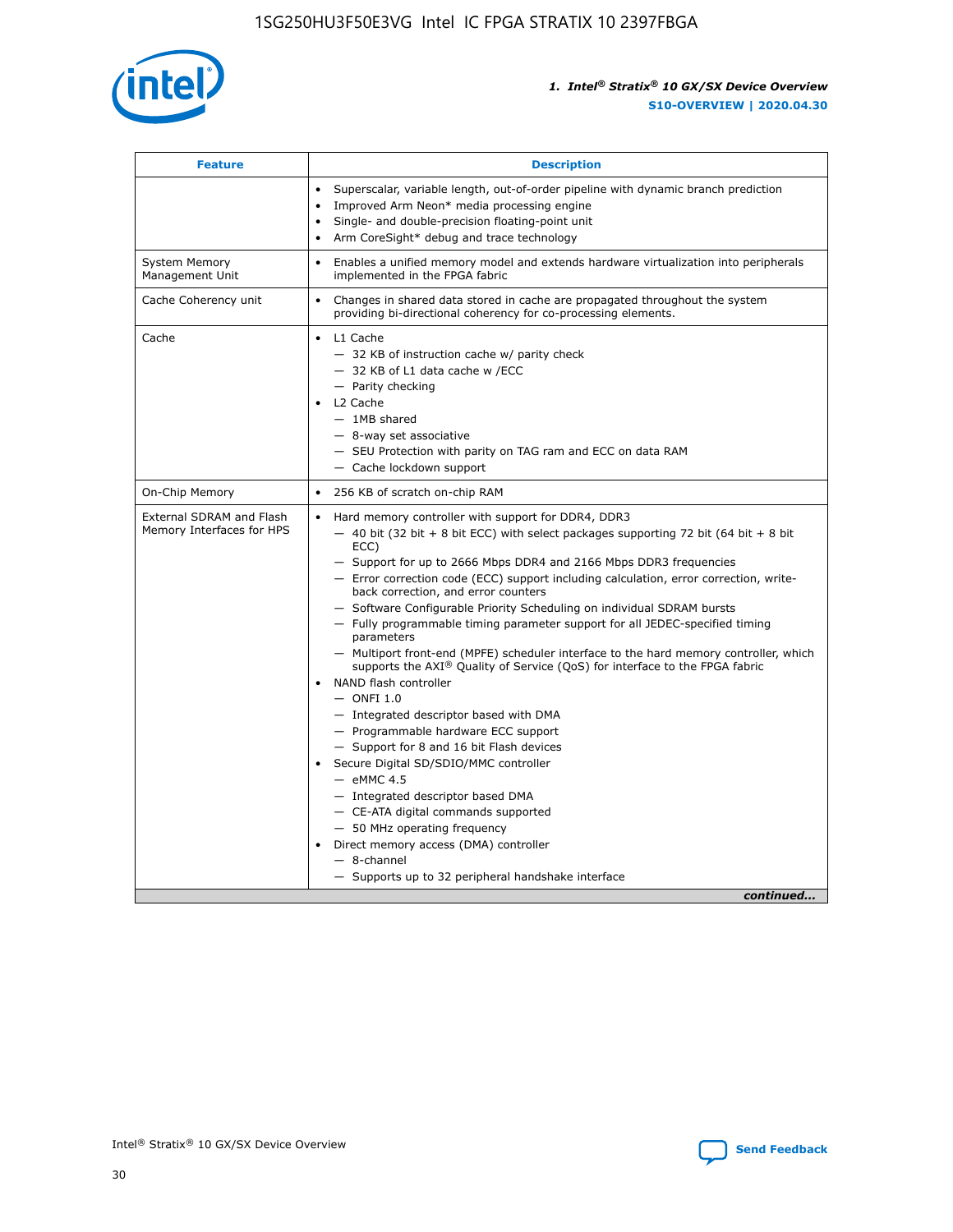| Feature | Description |
| --- | --- |
| | • Superscalar, variable length, out-of-order pipeline with dynamic branch prediction<br>• Improved Arm Neon* media processing engine<br>• Single- and double-precision floating-point unit<br>• Arm CoreSight* debug and trace technology |
| System Memory Management Unit | • Enables a unified memory model and extends hardware virtualization into peripherals implemented in the FPGA fabric |
| Cache Coherency unit | • Changes in shared data stored in cache are propagated throughout the system providing bi-directional coherency for co-processing elements. |
| Cache | • L1 Cache<br>— 32 KB of instruction cache w/ parity check<br>— 32 KB of L1 data cache w /ECC<br>— Parity checking<br>• L2 Cache<br>— 1MB shared<br>— 8-way set associative<br>— SEU Protection with parity on TAG ram and ECC on data RAM<br>— Cache lockdown support |
| On-Chip Memory | • 256 KB of scratch on-chip RAM |
| External SDRAM and Flash Memory Interfaces for HPS | • Hard memory controller with support for DDR4, DDR3<br>— 40 bit (32 bit + 8 bit ECC) with select packages supporting 72 bit (64 bit + 8 bit ECC)<br>— Support for up to 2666 Mbps DDR4 and 2166 Mbps DDR3 frequencies<br>— Error correction code (ECC) support including calculation, error correction, write-back correction, and error counters<br>— Software Configurable Priority Scheduling on individual SDRAM bursts<br>— Fully programmable timing parameter support for all JEDEC-specified timing parameters<br>— Multiport front-end (MPFE) scheduler interface to the hard memory controller, which supports the AXI® Quality of Service (QoS) for interface to the FPGA fabric<br>• NAND flash controller<br>— ONFI 1.0<br>— Integrated descriptor based with DMA<br>— Programmable hardware ECC support<br>— Support for 8 and 16 bit Flash devices<br>• Secure Digital SD/SDIO/MMC controller<br>— eMMC 4.5<br>— Integrated descriptor based DMA<br>— CE-ATA digital commands supported<br>— 50 MHz operating frequency<br>• Direct memory access (DMA) controller<br>— 8-channel<br>— Supports up to 32 peripheral handshake interface |

*continued...*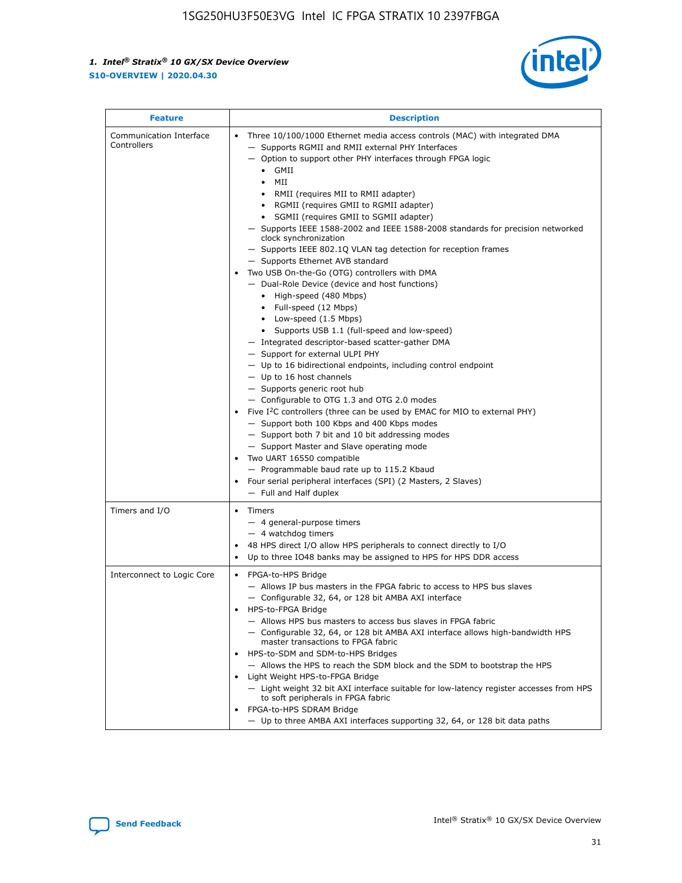| Feature | Description |
| --- | --- |
| Communication Interface Controllers | • Three 10/100/1000 Ethernet media access controls (MAC) with integrated DMA<br>— Supports RGMII and RMII external PHY Interfaces<br>— Option to support other PHY interfaces through FPGA logic<br>• GMII<br>• MII<br>• RMII (requires MII to RMII adapter)<br>• RGMII (requires GMII to RGMII adapter)<br>• SGMII (requires GMII to SGMII adapter)<br>— Supports IEEE 1588-2002 and IEEE 1588-2008 standards for precision networked clock synchronization<br>— Supports IEEE 802.1Q VLAN tag detection for reception frames<br>— Supports Ethernet AVB standard<br>• Two USB On-the-Go (OTG) controllers with DMA<br>— Dual-Role Device (device and host functions)<br>• High-speed (480 Mbps)<br>• Full-speed (12 Mbps)<br>• Low-speed (1.5 Mbps)<br>• Supports USB 1.1 (full-speed and low-speed)<br>— Integrated descriptor-based scatter-gather DMA<br>— Support for external ULPI PHY<br>— Up to 16 bidirectional endpoints, including control endpoint<br>— Up to 16 host channels<br>— Supports generic root hub<br>— Configurable to OTG 1.3 and OTG 2.0 modes<br>• Five I²C controllers (three can be used by EMAC for MIO to external PHY)<br>— Support both 100 Kbps and 400 Kbps modes<br>— Support both 7 bit and 10 bit addressing modes<br>— Support Master and Slave operating mode<br>• Two UART 16550 compatible<br>— Programmable baud rate up to 115.2 Kbaud<br>• Four serial peripheral interfaces (SPI) (2 Masters, 2 Slaves)<br>— Full and Half duplex |
| Timers and I/O | • Timers<br>— 4 general-purpose timers<br>— 4 watchdog timers<br>• 48 HPS direct I/O allow HPS peripherals to connect directly to I/O<br>• Up to three IO48 banks may be assigned to HPS for HPS DDR access |
| Interconnect to Logic Core | • FPGA-to-HPS Bridge<br>— Allows IP bus masters in the FPGA fabric to access to HPS bus slaves<br>— Configurable 32, 64, or 128 bit AMBA AXI interface<br>• HPS-to-FPGA Bridge<br>— Allows HPS bus masters to access bus slaves in FPGA fabric<br>— Configurable 32, 64, or 128 bit AMBA AXI interface allows high-bandwidth HPS master transactions to FPGA fabric<br>• HPS-to-SDM and SDM-to-HPS Bridges<br>— Allows the HPS to reach the SDM block and the SDM to bootstrap the HPS<br>• Light Weight HPS-to-FPGA Bridge<br>— Light weight 32 bit AXI interface suitable for low-latency register accesses from HPS to soft peripherals in FPGA fabric<br>• FPGA-to-HPS SDRAM Bridge<br>— Up to three AMBA AXI interfaces supporting 32, 64, or 128 bit data paths |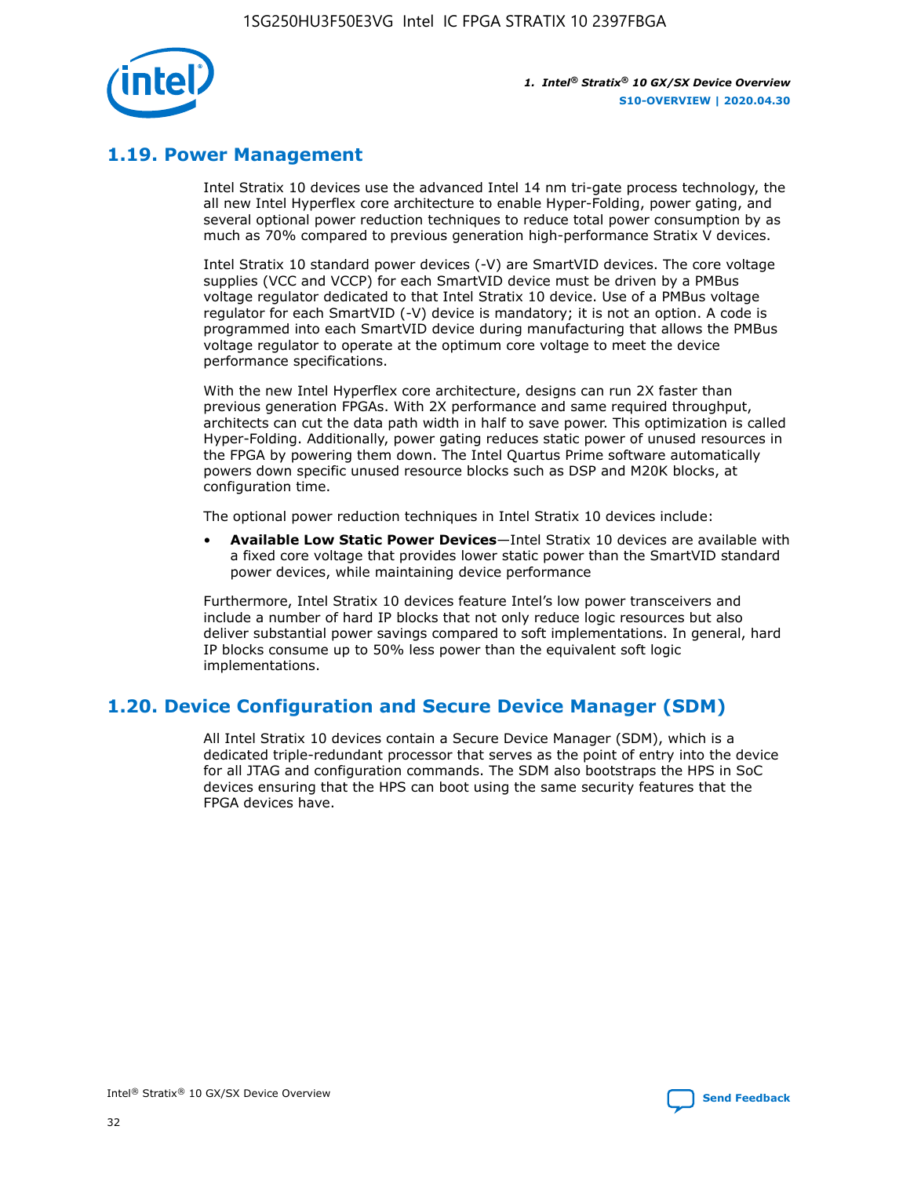## 1.19. Power Management

Intel Stratix 10 devices use the advanced Intel 14 nm tri-gate process technology, the all new Intel Hyperflex core architecture to enable Hyper-Folding, power gating, and several optional power reduction techniques to reduce total power consumption by as much as 70% compared to previous generation high-performance Stratix V devices.

Intel Stratix 10 standard power devices (-V) are SmartVID devices. The core voltage supplies (VCC and VCCP) for each SmartVID device must be driven by a PMBus voltage regulator dedicated to that Intel Stratix 10 device. Use of a PMBus voltage regulator for each SmartVID (-V) device is mandatory; it is not an option. A code is programmed into each SmartVID device during manufacturing that allows the PMBus voltage regulator to operate at the optimum core voltage to meet the device performance specifications.

With the new Intel Hyperflex core architecture, designs can run 2X faster than previous generation FPGAs. With 2X performance and same required throughput, architects can cut the data path width in half to save power. This optimization is called Hyper-Folding. Additionally, power gating reduces static power of unused resources in the FPGA by powering them down. The Intel Quartus Prime software automatically powers down specific unused resource blocks such as DSP and M20K blocks, at configuration time.

The optional power reduction techniques in Intel Stratix 10 devices include:

- **Available Low Static Power Devices**—Intel Stratix 10 devices are available with a fixed core voltage that provides lower static power than the SmartVID standard power devices, while maintaining device performance

Furthermore, Intel Stratix 10 devices feature Intel's low power transceivers and include a number of hard IP blocks that not only reduce logic resources but also deliver substantial power savings compared to soft implementations. In general, hard IP blocks consume up to 50% less power than the equivalent soft logic implementations.

## 1.20. Device Configuration and Secure Device Manager (SDM)

All Intel Stratix 10 devices contain a Secure Device Manager (SDM), which is a dedicated triple-redundant processor that serves as the point of entry into the device for all JTAG and configuration commands. The SDM also bootstraps the HPS in SoC devices ensuring that the HPS can boot using the same security features that the FPGA devices have.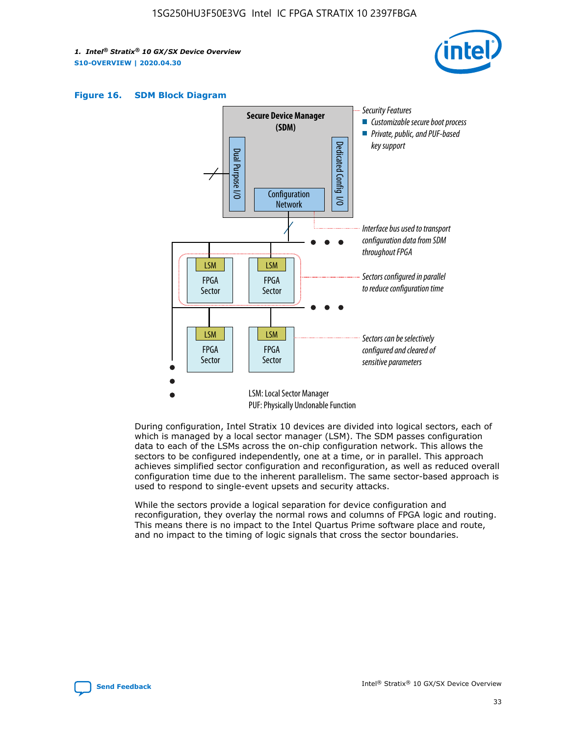**Figure 16. SDM Block Diagram**

Secure Device Manager (SDM)

Dual Purpose I/O

Dedicated Config I/O

Configuration Network

Security Features
- Customizable secure boot process
- Private, public, and PUF-based key support

Interface bus used to transport configuration data from SDM throughout FPGA

Sectors configured in parallel to reduce configuration time

Sectors can be selectively configured and cleared of sensitive parameters

LSM: Local Sector Manager
PUF: Physically Unclonable Function

During configuration, Intel Stratix 10 devices are divided into logical sectors, each of which is managed by a local sector manager (LSM). The SDM passes configuration data to each of the LSMs across the on-chip configuration network. This allows the sectors to be configured independently, one at a time, or in parallel. This approach achieves simplified sector configuration and reconfiguration, as well as reduced overall configuration time due to the inherent parallelism. The same sector-based approach is used to respond to single-event upsets and security attacks.

While the sectors provide a logical separation for device configuration and reconfiguration, they overlay the normal rows and columns of FPGA logic and routing. This means there is no impact to the Intel Quartus Prime software place and route, and no impact to the timing of logic signals that cross the sector boundaries.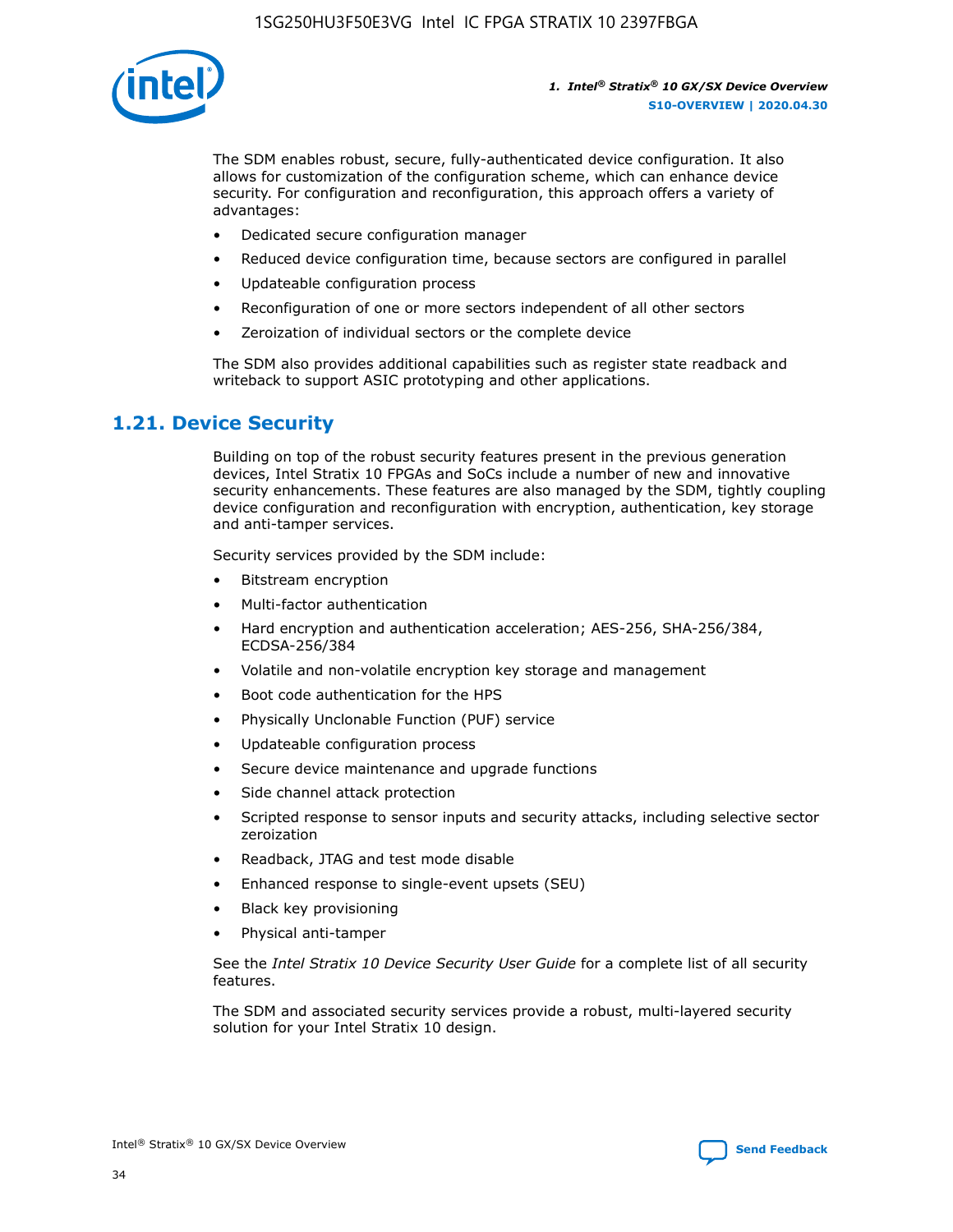The SDM enables robust, secure, fully-authenticated device configuration. It also allows for customization of the configuration scheme, which can enhance device security. For configuration and reconfiguration, this approach offers a variety of advantages:

- Dedicated secure configuration manager
- Reduced device configuration time, because sectors are configured in parallel
- Updateable configuration process
- Reconfiguration of one or more sectors independent of all other sectors
- Zeroization of individual sectors or the complete device

The SDM also provides additional capabilities such as register state readback and writeback to support ASIC prototyping and other applications.

## 1.21. Device Security

Building on top of the robust security features present in the previous generation devices, Intel Stratix 10 FPGAs and SoCs include a number of new and innovative security enhancements. These features are also managed by the SDM, tightly coupling device configuration and reconfiguration with encryption, authentication, key storage and anti-tamper services.

Security services provided by the SDM include:

- Bitstream encryption
- Multi-factor authentication
- Hard encryption and authentication acceleration; AES-256, SHA-256/384, ECDSA-256/384
- Volatile and non-volatile encryption key storage and management
- Boot code authentication for the HPS
- Physically Unclonable Function (PUF) service
- Updateable configuration process
- Secure device maintenance and upgrade functions
- Side channel attack protection
- Scripted response to sensor inputs and security attacks, including selective sector zeroization
- Readback, JTAG and test mode disable
- Enhanced response to single-event upsets (SEU)
- Black key provisioning
- Physical anti-tamper

See the *Intel Stratix 10 Device Security User Guide* for a complete list of all security features.

The SDM and associated security services provide a robust, multi-layered security solution for your Intel Stratix 10 design.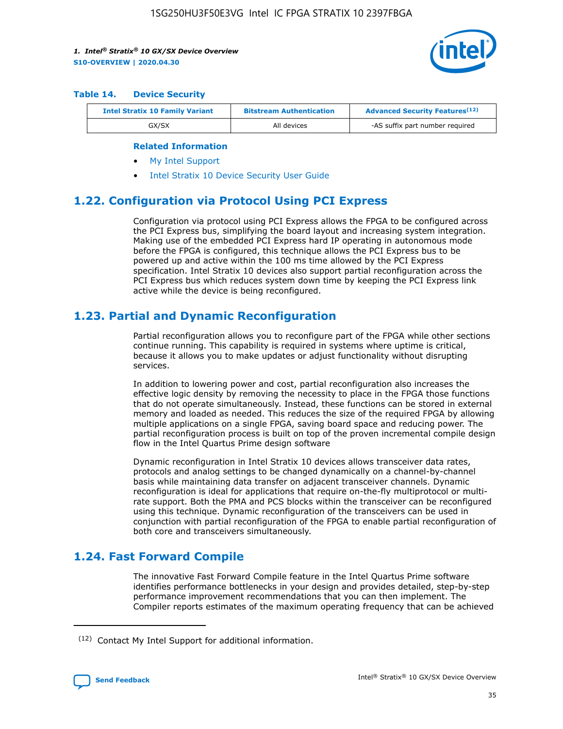### Table 14. Device Security

| Intel Stratix 10 Family Variant | Bitstream Authentication | Advanced Security Features[(12)] |
| --- | --- | --- |
| GX/SX | All devices | -AS suffix part number required |

#### Related Information

- My Intel Support
- Intel Stratix 10 Device Security User Guide

## 1.22. Configuration via Protocol Using PCI Express

Configuration via protocol using PCI Express allows the FPGA to be configured across the PCI Express bus, simplifying the board layout and increasing system integration. Making use of the embedded PCI Express hard IP operating in autonomous mode before the FPGA is configured, this technique allows the PCI Express bus to be powered up and active within the 100 ms time allowed by the PCI Express specification. Intel Stratix 10 devices also support partial reconfiguration across the PCI Express bus which reduces system down time by keeping the PCI Express link active while the device is being reconfigured.

## 1.23. Partial and Dynamic Reconfiguration

Partial reconfiguration allows you to reconfigure part of the FPGA while other sections continue running. This capability is required in systems where uptime is critical, because it allows you to make updates or adjust functionality without disrupting services.

In addition to lowering power and cost, partial reconfiguration also increases the effective logic density by removing the necessity to place in the FPGA those functions that do not operate simultaneously. Instead, these functions can be stored in external memory and loaded as needed. This reduces the size of the required FPGA by allowing multiple applications on a single FPGA, saving board space and reducing power. The partial reconfiguration process is built on top of the proven incremental compile design flow in the Intel Quartus Prime design software

Dynamic reconfiguration in Intel Stratix 10 devices allows transceiver data rates, protocols and analog settings to be changed dynamically on a channel-by-channel basis while maintaining data transfer on adjacent transceiver channels. Dynamic reconfiguration is ideal for applications that require on-the-fly multiprotocol or multi-rate support. Both the PMA and PCS blocks within the transceiver can be reconfigured using this technique. Dynamic reconfiguration of the transceivers can be used in conjunction with partial reconfiguration of the FPGA to enable partial reconfiguration of both core and transceivers simultaneously.

## 1.24. Fast Forward Compile

The innovative Fast Forward Compile feature in the Intel Quartus Prime software identifies performance bottlenecks in your design and provides detailed, step-by-step performance improvement recommendations that you can then implement. The Compiler reports estimates of the maximum operating frequency that can be achieved

(12) Contact My Intel Support for additional information.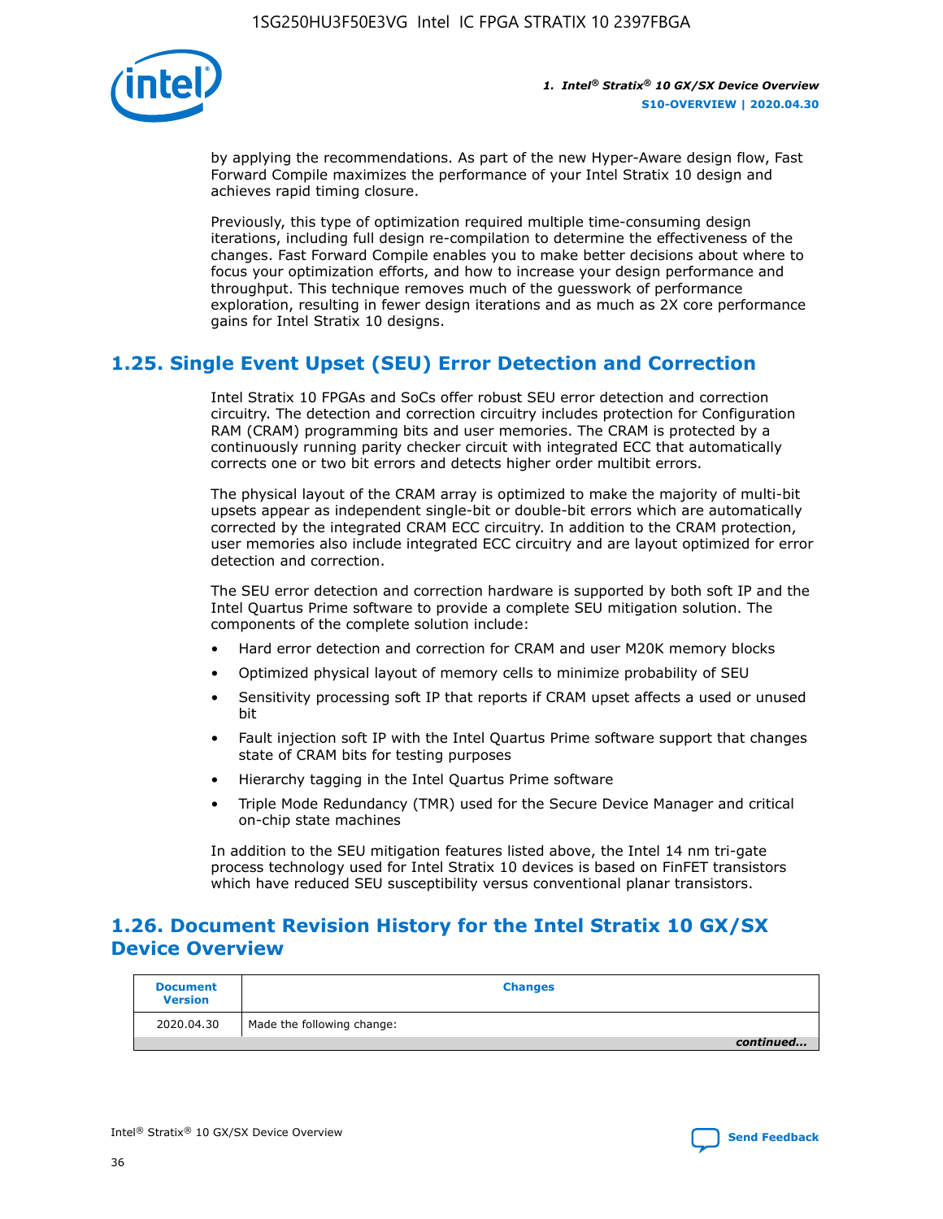by applying the recommendations. As part of the new Hyper-Aware design flow, Fast Forward Compile maximizes the performance of your Intel Stratix 10 design and achieves rapid timing closure.

Previously, this type of optimization required multiple time-consuming design iterations, including full design re-compilation to determine the effectiveness of the changes. Fast Forward Compile enables you to make better decisions about where to focus your optimization efforts, and how to increase your design performance and throughput. This technique removes much of the guesswork of performance exploration, resulting in fewer design iterations and as much as 2X core performance gains for Intel Stratix 10 designs.

## 1.25. Single Event Upset (SEU) Error Detection and Correction

Intel Stratix 10 FPGAs and SoCs offer robust SEU error detection and correction circuitry. The detection and correction circuitry includes protection for Configuration RAM (CRAM) programming bits and user memories. The CRAM is protected by a continuously running parity checker circuit with integrated ECC that automatically corrects one or two bit errors and detects higher order multibit errors.

The physical layout of the CRAM array is optimized to make the majority of multi-bit upsets appear as independent single-bit or double-bit errors which are automatically corrected by the integrated CRAM ECC circuitry. In addition to the CRAM protection, user memories also include integrated ECC circuitry and are layout optimized for error detection and correction.

The SEU error detection and correction hardware is supported by both soft IP and the Intel Quartus Prime software to provide a complete SEU mitigation solution. The components of the complete solution include:

- Hard error detection and correction for CRAM and user M20K memory blocks
- Optimized physical layout of memory cells to minimize probability of SEU
- Sensitivity processing soft IP that reports if CRAM upset affects a used or unused bit
- Fault injection soft IP with the Intel Quartus Prime software support that changes state of CRAM bits for testing purposes
- Hierarchy tagging in the Intel Quartus Prime software
- Triple Mode Redundancy (TMR) used for the Secure Device Manager and critical on-chip state machines

In addition to the SEU mitigation features listed above, the Intel 14 nm tri-gate process technology used for Intel Stratix 10 devices is based on FinFET transistors which have reduced SEU susceptibility versus conventional planar transistors.

## 1.26. Document Revision History for the Intel Stratix 10 GX/SX Device Overview

| Document Version | Changes |
|---|---|
| 2020.04.30 | Made the following change: |
| | *continued...* |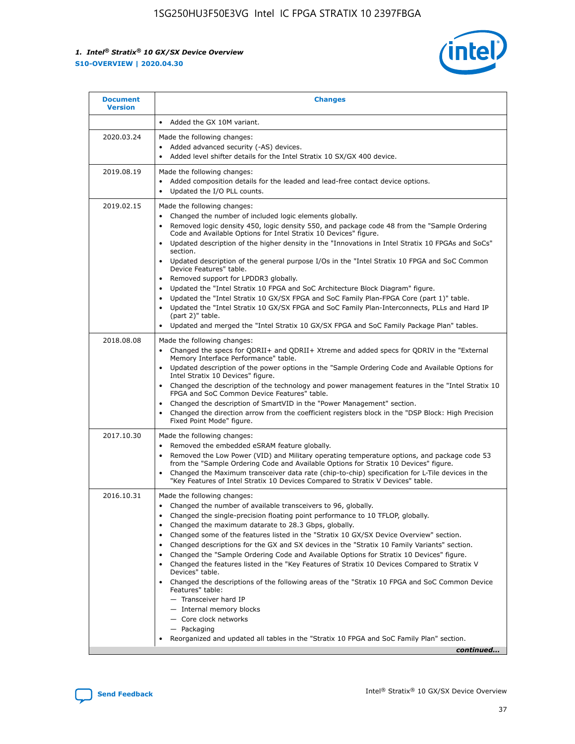| Document Version | Changes |
| --- | --- |
| | • Added the GX 10M variant. |
| 2020.03.24 | Made the following changes:<br>• Added advanced security (-AS) devices.<br>• Added level shifter details for the Intel Stratix 10 SX/GX 400 device. |
| 2019.08.19 | Made the following changes:<br>• Added composition details for the leaded and lead-free contact device options.<br>• Updated the I/O PLL counts. |
| 2019.02.15 | Made the following changes:<br>• Changed the number of included logic elements globally.<br>• Removed logic density 450, logic density 550, and package code 48 from the "Sample Ordering Code and Available Options for Intel Stratix 10 Devices" figure.<br>• Updated description of the higher density in the "Innovations in Intel Stratix 10 FPGAs and SoCs" section.<br>• Updated description of the general purpose I/Os in the "Intel Stratix 10 FPGA and SoC Common Device Features" table.<br>• Removed support for LPDDR3 globally.<br>• Updated the "Intel Stratix 10 FPGA and SoC Architecture Block Diagram" figure.<br>• Updated the "Intel Stratix 10 GX/SX FPGA and SoC Family Plan-FPGA Core (part 1)" table.<br>• Updated the "Intel Stratix 10 GX/SX FPGA and SoC Family Plan-Interconnects, PLLs and Hard IP (part 2)" table.<br>• Updated and merged the "Intel Stratix 10 GX/SX FPGA and SoC Family Package Plan" tables. |
| 2018.08.08 | Made the following changes:<br>• Changed the specs for QDRII+ and QDRII+ Xtreme and added specs for QDRIV in the "External Memory Interface Performance" table.<br>• Updated description of the power options in the "Sample Ordering Code and Available Options for Intel Stratix 10 Devices" figure.<br>• Changed the description of the technology and power management features in the "Intel Stratix 10 FPGA and SoC Common Device Features" table.<br>• Changed the description of SmartVID in the "Power Management" section.<br>• Changed the direction arrow from the coefficient registers block in the "DSP Block: High Precision Fixed Point Mode" figure. |
| 2017.10.30 | Made the following changes:<br>• Removed the embedded eSRAM feature globally.<br>• Removed the Low Power (VID) and Military operating temperature options, and package code 53 from the "Sample Ordering Code and Available Options for Intel Stratix 10 Devices" figure.<br>• Changed the Maximum transceiver data rate (chip-to-chip) specification for L-Tile devices in the "Key Features of Intel Stratix 10 Devices Compared to Stratix V Devices" table. |
| 2016.10.31 | Made the following changes:<br>• Changed the number of available transceivers to 96, globally.<br>• Changed the single-precision floating point performance to 10 TFLOP, globally.<br>• Changed the maximum datarate to 28.3 Gbps, globally.<br>• Changed some of the features listed in the "Stratix 10 GX/SX Device Overview" section.<br>• Changed descriptions for the GX and SX devices in the "Stratix 10 Family Variants" section.<br>• Changed the "Sample Ordering Code and Available Options for Stratix 10 Devices" figure.<br>• Changed the features listed in the "Key Features of Stratix 10 Devices Compared to Stratix V Devices" table.<br>• Changed the descriptions of the following areas of the "Stratix 10 FPGA and SoC Common Device Features" table:<br>— Transceiver hard IP<br>— Internal memory blocks<br>— Core clock networks<br>— Packaging<br>• Reorganized and updated all tables in the "Stratix 10 FPGA and SoC Family Plan" section. |

*continued...*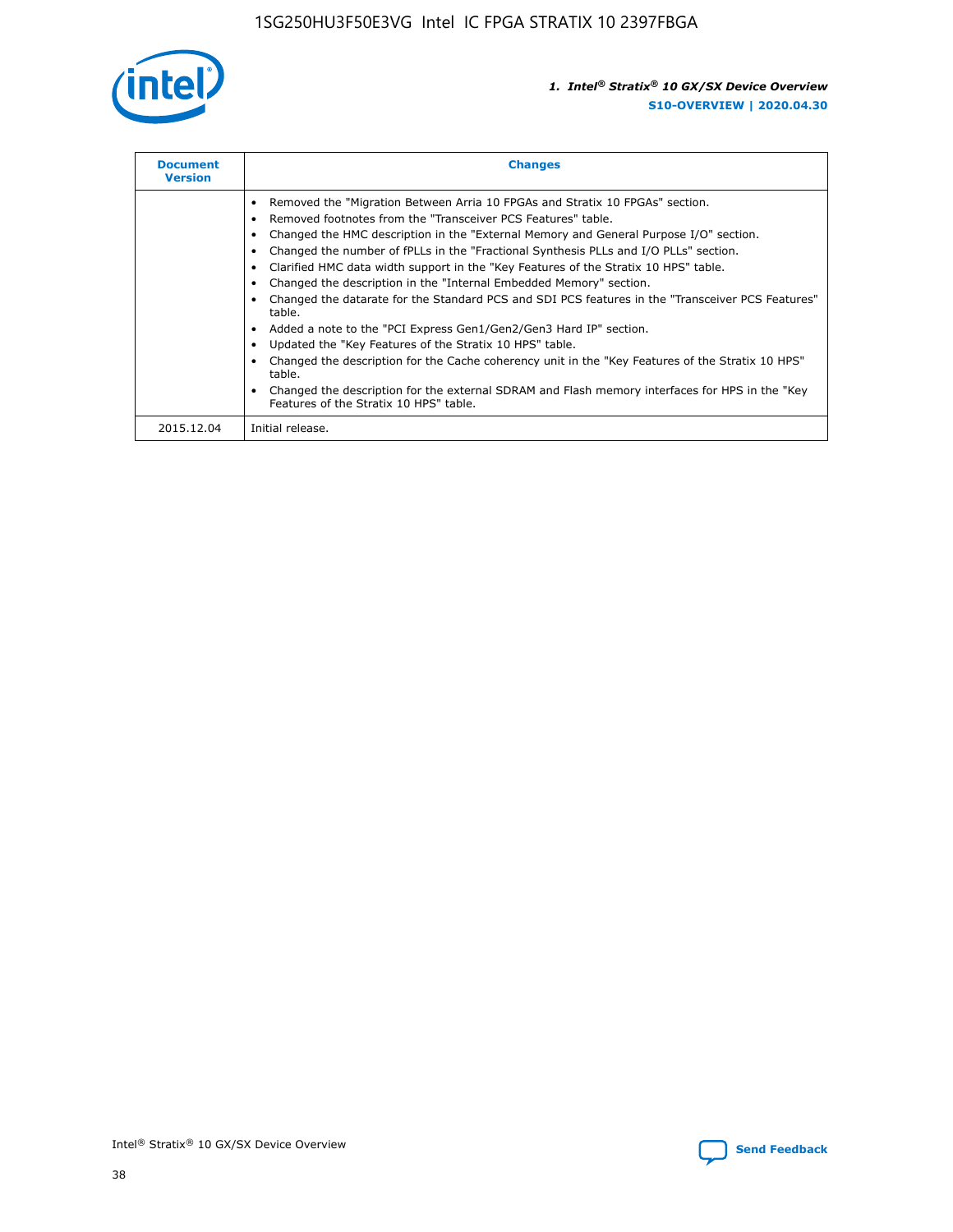| Document Version | Changes |
| --- | --- |
| | • Removed the "Migration Between Arria 10 FPGAs and Stratix 10 FPGAs" section.<br>• Removed footnotes from the "Transceiver PCS Features" table.<br>• Changed the HMC description in the "External Memory and General Purpose I/O" section.<br>• Changed the number of fPLLs in the "Fractional Synthesis PLLs and I/O PLLs" section.<br>• Clarified HMC data width support in the "Key Features of the Stratix 10 HPS" table.<br>• Changed the description in the "Internal Embedded Memory" section.<br>• Changed the datarate for the Standard PCS and SDI PCS features in the "Transceiver PCS Features" table.<br>• Added a note to the "PCI Express Gen1/Gen2/Gen3 Hard IP" section.<br>• Updated the "Key Features of the Stratix 10 HPS" table.<br>• Changed the description for the Cache coherency unit in the "Key Features of the Stratix 10 HPS" table.<br>• Changed the description for the external SDRAM and Flash memory interfaces for HPS in the "Key Features of the Stratix 10 HPS" table. |
| 2015.12.04 | Initial release. |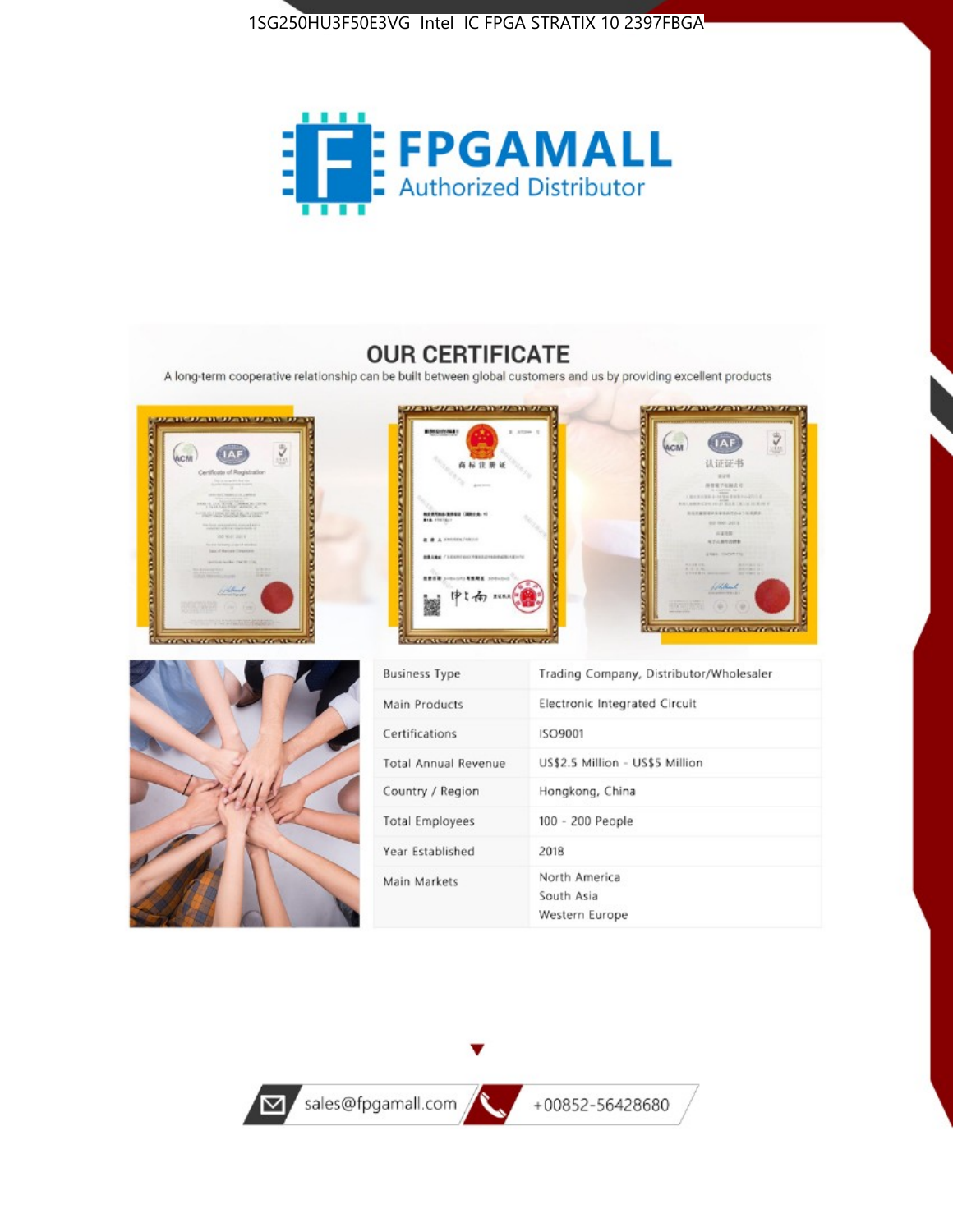FPGAMALL
Authorized Distributor

## OUR CERTIFICATE

A long-term cooperative relationship can be built between global customers and us by providing excellent products

| | |
|---|---|
| Business Type | Trading Company, Distributor/Wholesaler |
| Main Products | Electronic Integrated Circuit |
| Certifications | ISO9001 |
| Total Annual Revenue | US$2.5 Million - US$5 Million |
| Country / Region | Hongkong, China |
| Total Employees | 100 - 200 People |
| Year Established | 2018 |
| Main Markets | North America<br>South Asia<br>Western Europe |

sales@fpgamall.com +00852-56428680